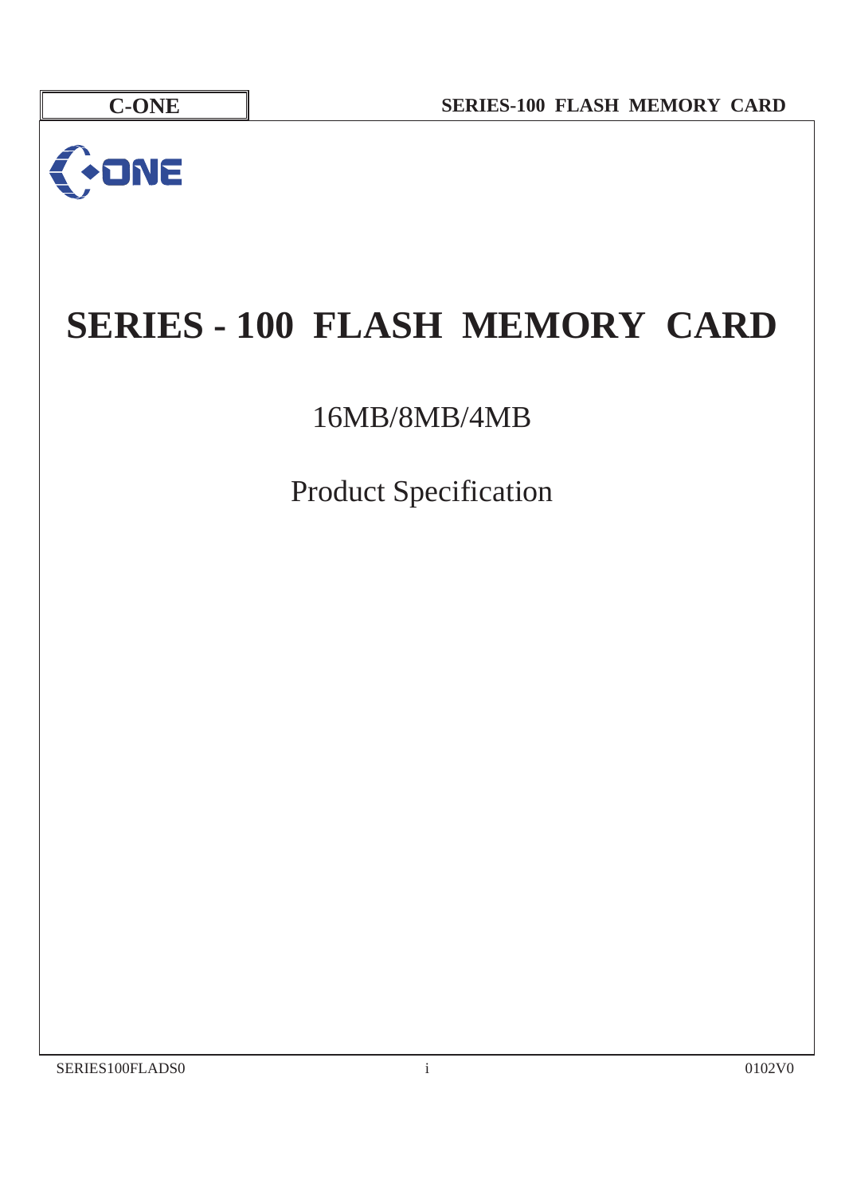# SERIES - 100 FLASH MEMORY CARD

16MB/8MB/4MB

Product Specification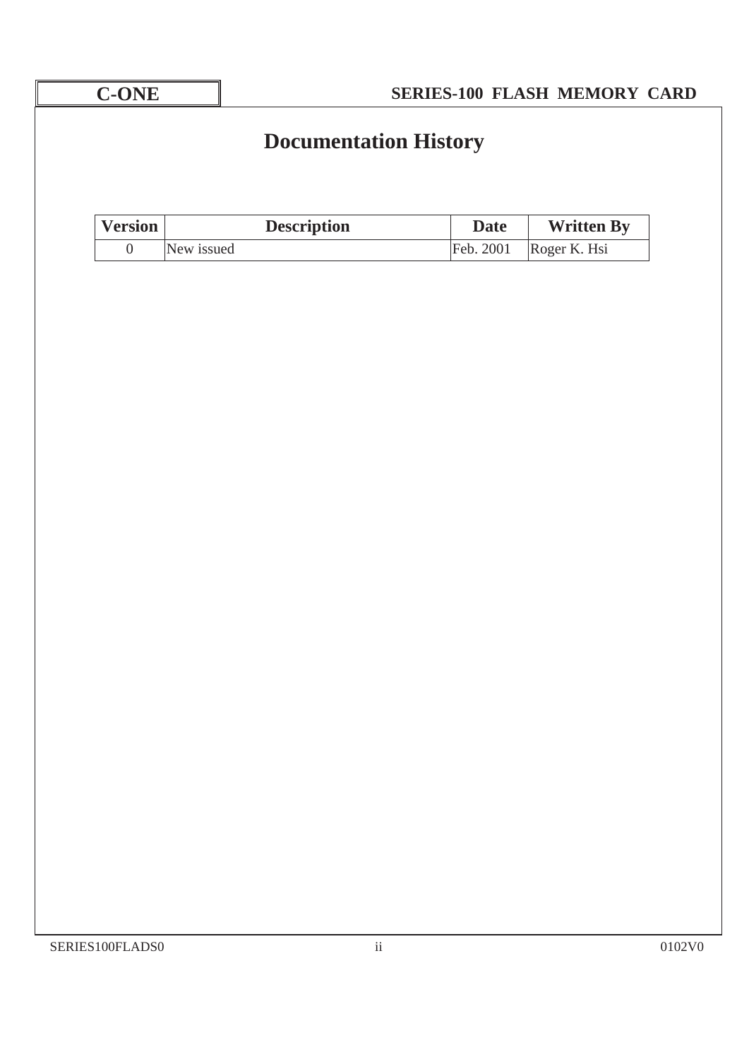# Documentation History

| Version | Description | Date | Written By |
|---|---|---|---|
| 0 | New issued | Feb. 2001 | Roger K. Hsi |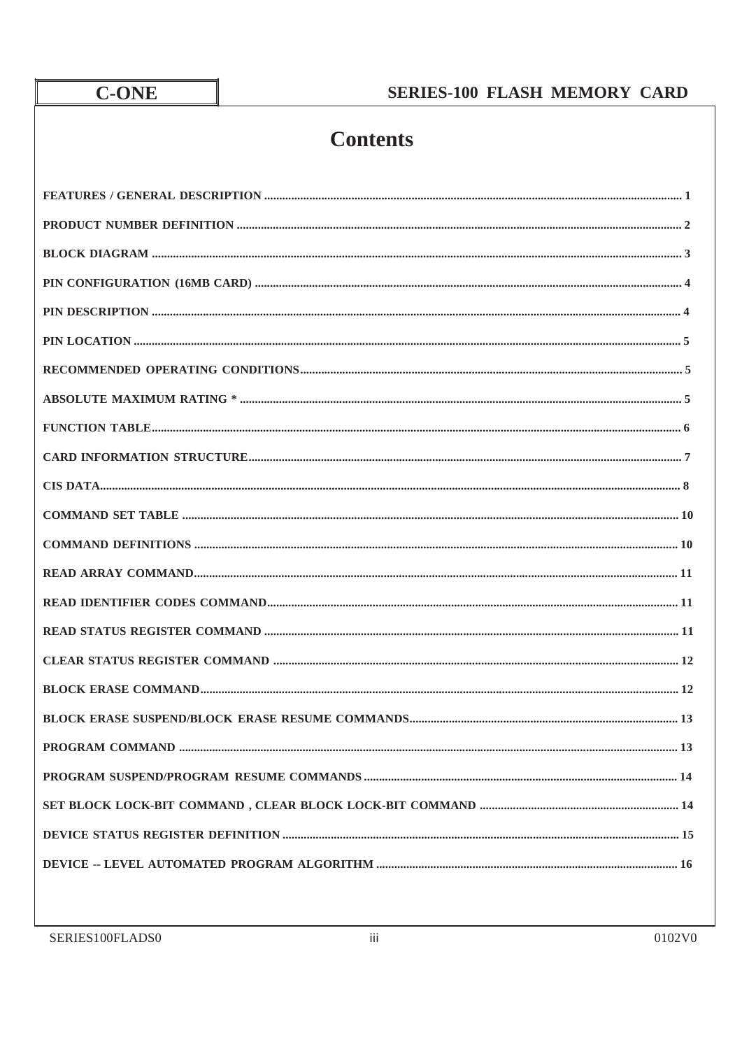# Contents

FEATURES / GENERAL DESCRIPTION ........................................ 1

PRODUCT NUMBER DEFINITION ........................................ 2

BLOCK DIAGRAM ........................................ 3

PIN CONFIGURATION (16MB CARD) ........................................ 4

PIN DESCRIPTION ........................................ 4

PIN LOCATION ........................................ 5

RECOMMENDED OPERATING CONDITIONS........................................ 5

ABSOLUTE MAXIMUM RATING * ........................................ 5

FUNCTION TABLE........................................ 6

CARD INFORMATION STRUCTURE........................................ 7

CIS DATA........................................ 8

COMMAND SET TABLE ........................................ 10

COMMAND DEFINITIONS ........................................ 10

READ ARRAY COMMAND........................................ 11

READ IDENTIFIER CODES COMMAND........................................ 11

READ STATUS REGISTER COMMAND ........................................ 11

CLEAR STATUS REGISTER COMMAND ........................................ 12

BLOCK ERASE COMMAND........................................ 12

BLOCK ERASE SUSPEND/BLOCK ERASE RESUME COMMANDS........................................ 13

PROGRAM COMMAND ........................................ 13

PROGRAM SUSPEND/PROGRAM RESUME COMMANDS ........................................ 14

SET BLOCK LOCK-BIT COMMAND , CLEAR BLOCK LOCK-BIT COMMAND ........................................ 14

DEVICE STATUS REGISTER DEFINITION ........................................ 15

DEVICE -- LEVEL AUTOMATED PROGRAM ALGORITHM ........................................ 16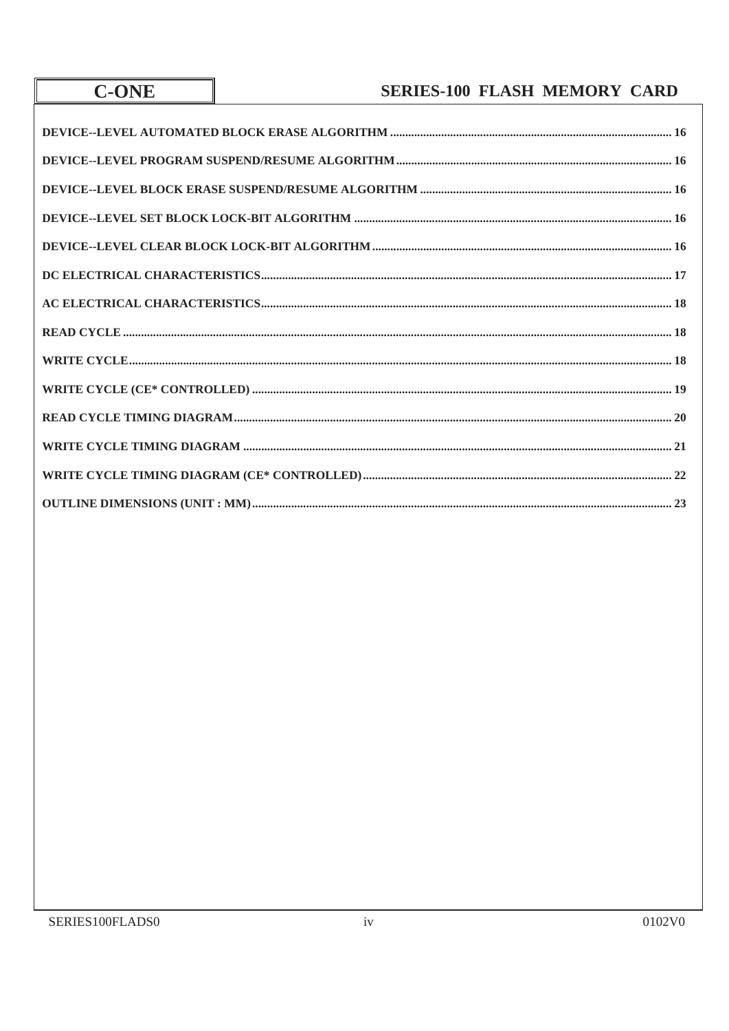DEVICE--LEVEL AUTOMATED BLOCK ERASE ALGORITHM ........................................................................................... 16

DEVICE--LEVEL PROGRAM SUSPEND/RESUME ALGORITHM ........................................................................................ 16

DEVICE--LEVEL BLOCK ERASE SUSPEND/RESUME ALGORITHM .............................................................................. 16

DEVICE--LEVEL SET BLOCK LOCK-BIT ALGORITHM .................................................................................................. 16

DEVICE--LEVEL CLEAR BLOCK LOCK-BIT ALGORITHM .............................................................................................. 16

DC ELECTRICAL CHARACTERISTICS ................................................................................................................................ 17

AC ELECTRICAL CHARACTERISTICS ................................................................................................................................ 18

READ CYCLE .......................................................................................................................................................................... 18

WRITE CYCLE ......................................................................................................................................................................... 18

WRITE CYCLE (CE* CONTROLLED) ................................................................................................................................... 19

READ CYCLE TIMING DIAGRAM ....................................................................................................................................... 20

WRITE CYCLE TIMING DIAGRAM ..................................................................................................................................... 21

WRITE CYCLE TIMING DIAGRAM (CE* CONTROLLED) ................................................................................................ 22

OUTLINE DIMENSIONS (UNIT : MM) ................................................................................................................................. 23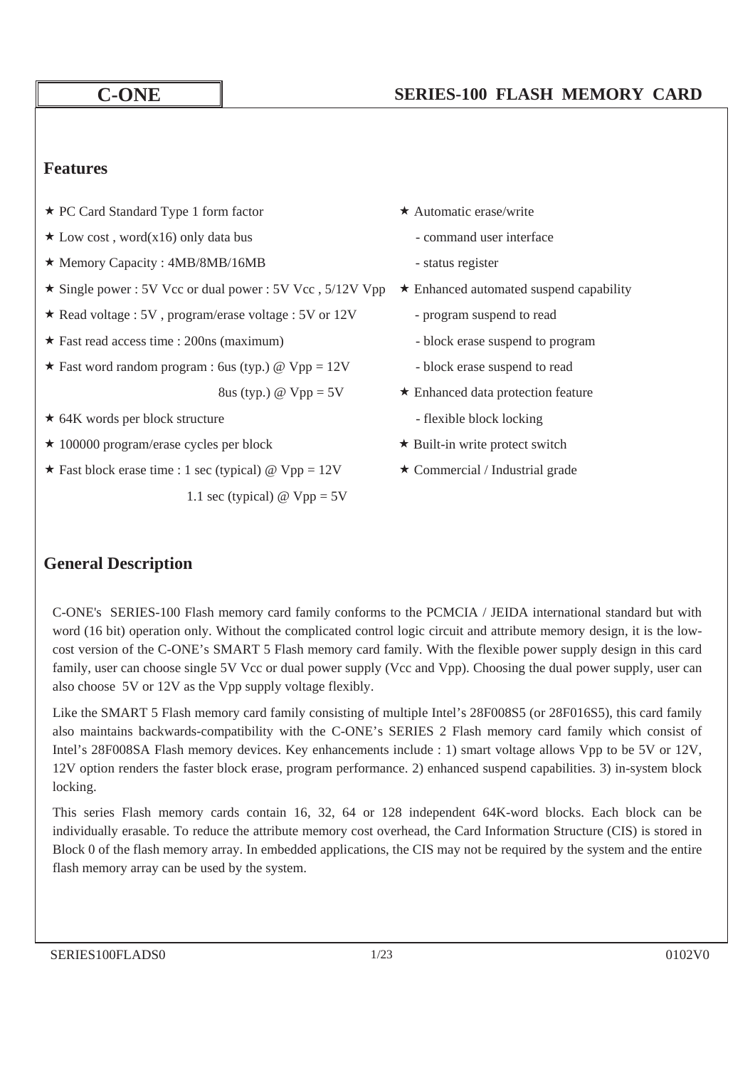# C-ONE

# SERIES-100 FLASH MEMORY CARD

## Features

- ★ PC Card Standard Type 1 form factor
- ★ Low cost , word(x16) only data bus
- ★ Memory Capacity : 4MB/8MB/16MB
- ★ Single power : 5V Vcc or dual power : 5V Vcc , 5/12V Vpp
- ★ Read voltage : 5V , program/erase voltage : 5V or 12V
- ★ Fast read access time : 200ns (maximum)
- ★ Fast word random program : 6us (typ.) @ Vpp = 12V
  8us (typ.) @ Vpp = 5V
- ★ 64K words per block structure
- ★ 100000 program/erase cycles per block
- ★ Fast block erase time : 1 sec (typical) @ Vpp = 12V
  1.1 sec (typical) @ Vpp = 5V
- ★ Automatic erase/write
  - command user interface
  - status register
- ★ Enhanced automated suspend capability
  - program suspend to read
  - block erase suspend to program
  - block erase suspend to read
- ★ Enhanced data protection feature
  - flexible block locking
- ★ Built-in write protect switch
- ★ Commercial / Industrial grade

## General Description

C-ONE's SERIES-100 Flash memory card family conforms to the PCMCIA / JEIDA international standard but with word (16 bit) operation only. Without the complicated control logic circuit and attribute memory design, it is the low-cost version of the C-ONE's SMART 5 Flash memory card family. With the flexible power supply design in this card family, user can choose single 5V Vcc or dual power supply (Vcc and Vpp). Choosing the dual power supply, user can also choose 5V or 12V as the Vpp supply voltage flexibly.

Like the SMART 5 Flash memory card family consisting of multiple Intel's 28F008S5 (or 28F016S5), this card family also maintains backwards-compatibility with the C-ONE's SERIES 2 Flash memory card family which consist of Intel's 28F008SA Flash memory devices. Key enhancements include : 1) smart voltage allows Vpp to be 5V or 12V, 12V option renders the faster block erase, program performance. 2) enhanced suspend capabilities. 3) in-system block locking.

This series Flash memory cards contain 16, 32, 64 or 128 independent 64K-word blocks. Each block can be individually erasable. To reduce the attribute memory cost overhead, the Card Information Structure (CIS) is stored in Block 0 of the flash memory array. In embedded applications, the CIS may not be required by the system and the entire flash memory array can be used by the system.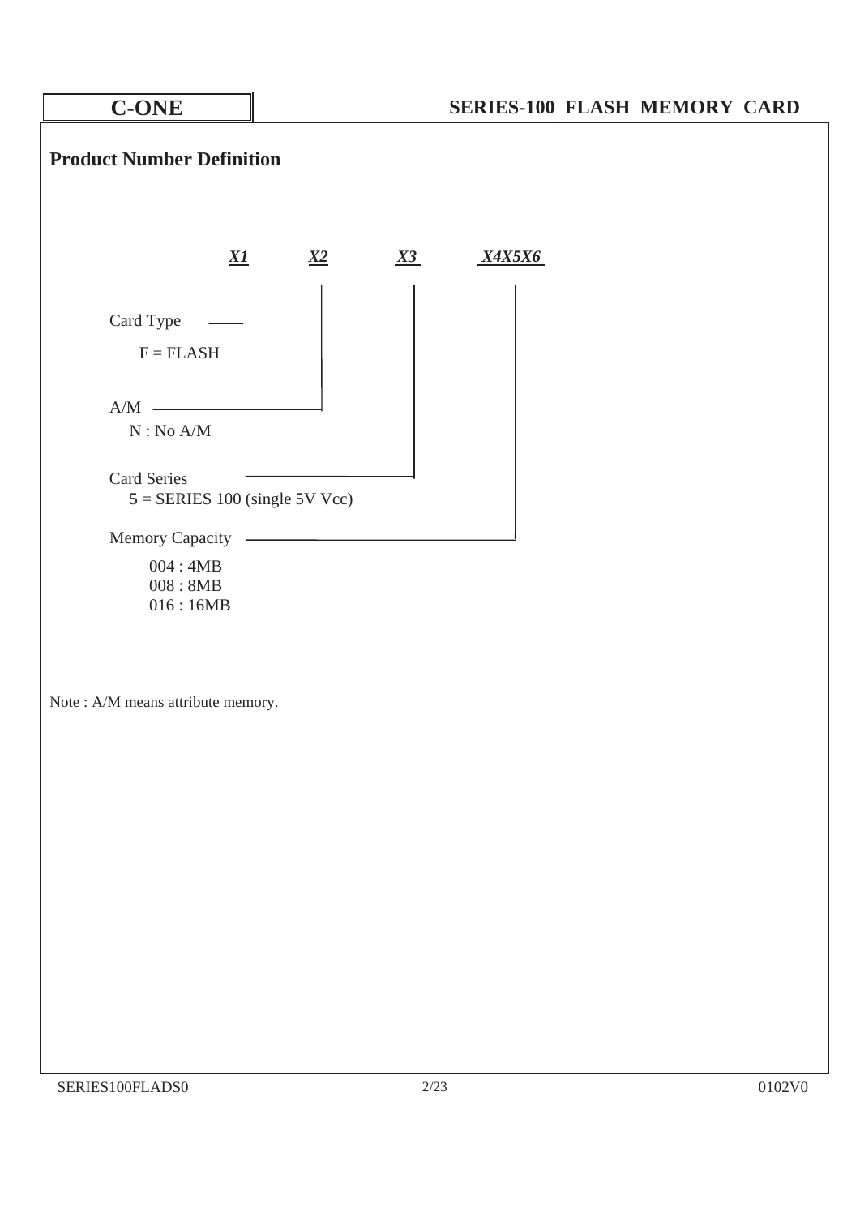## Product Number Definition

***X1*** ***X2*** ***X3*** ***X4X5X6***

- **X1** — Card Type
  - F = FLASH
- **X2** — A/M
  - N : No A/M
- **X3** — Card Series
  - 5 = SERIES 100 (single 5V Vcc)
- **X4X5X6** — Memory Capacity
  - 004 : 4MB
  - 008 : 8MB
  - 016 : 16MB

Note : A/M means attribute memory.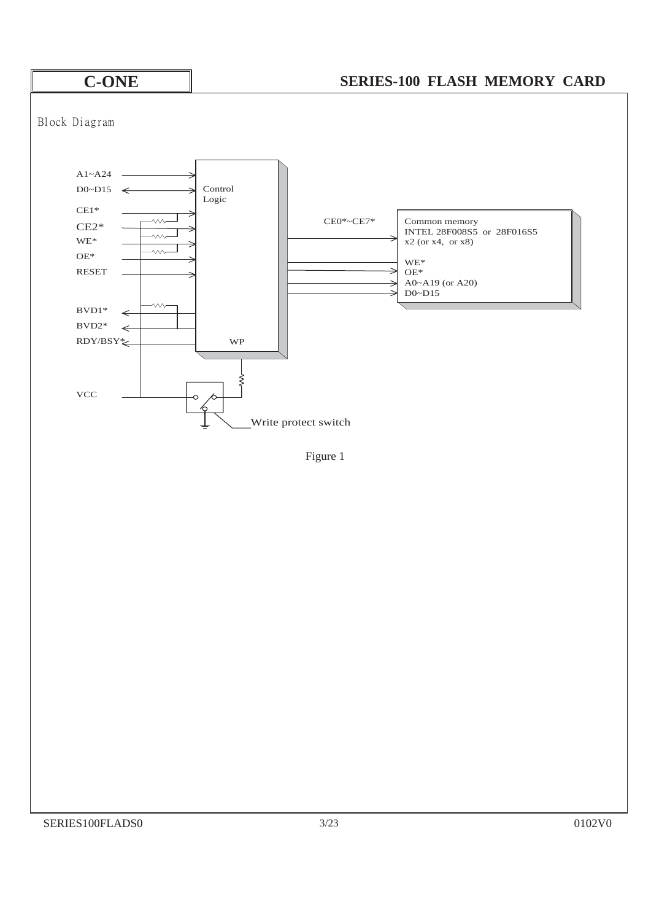Block Diagram

A1~A24

D0~D15

CE1*

CE2*

WE*

OE*

RESET

BVD1*

BVD2*

RDY/BSY*

VCC

Control Logic

WP

CE0*~CE7*

Common memory
INTEL 28F008S5 or 28F016S5
x2 (or x4, or x8)

WE*
OE*
A0~A19 (or A20)
D0~D15

Write protect switch

Figure 1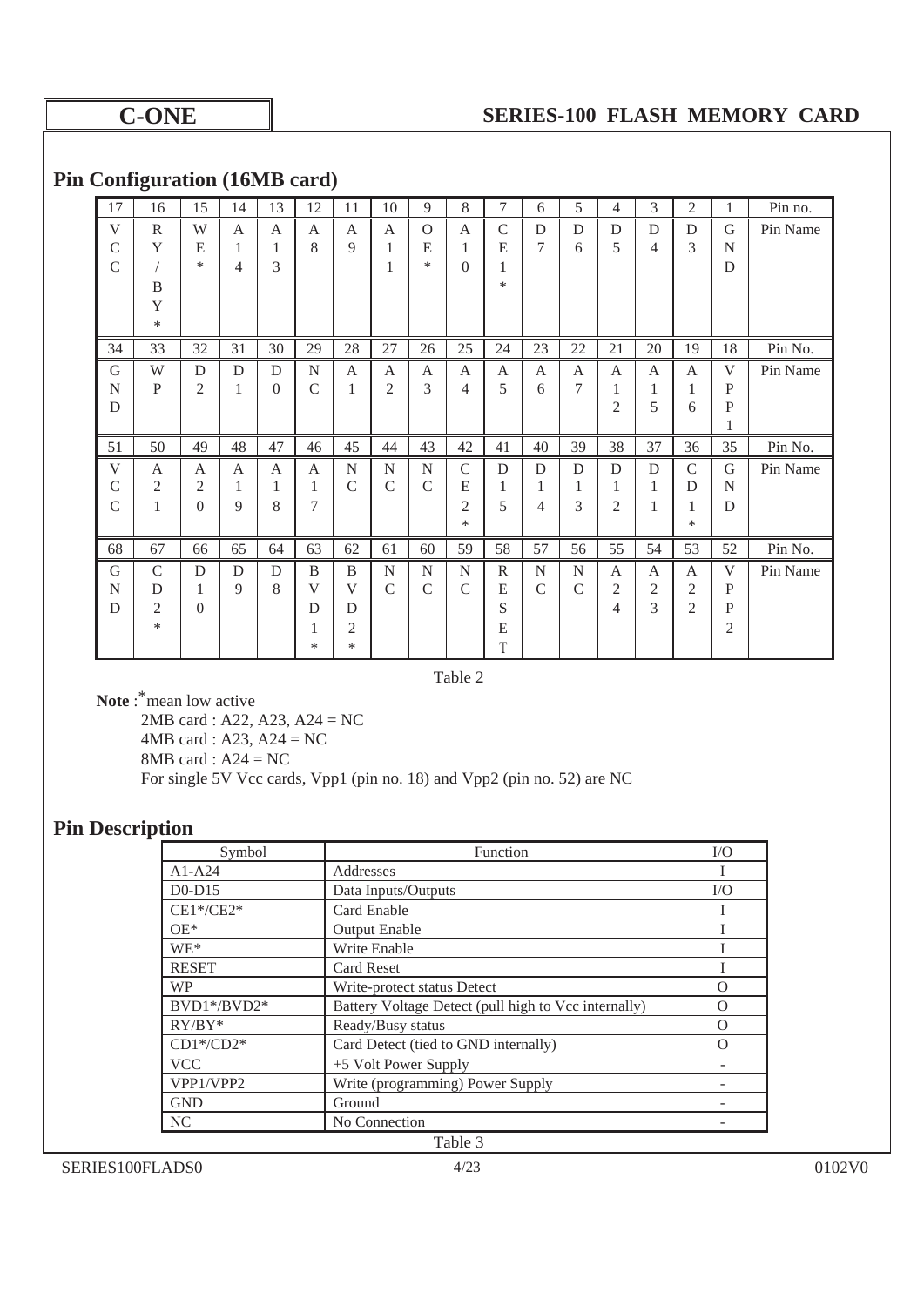## Pin Configuration (16MB card)

| 17 | 16 | 15 | 14 | 13 | 12 | 11 | 10 | 9 | 8 | 7 | 6 | 5 | 4 | 3 | 2 | 1 | Pin no. |
|---|---|---|---|---|---|---|---|---|---|---|---|---|---|---|---|---|---|
| VCC | RY/BY* | WE* | A14 | A13 | A8 | A9 | A11 | OE* | A10 | CE1* | D7 | D6 | D5 | D4 | D3 | GND | Pin Name |
| 34 | 33 | 32 | 31 | 30 | 29 | 28 | 27 | 26 | 25 | 24 | 23 | 22 | 21 | 20 | 19 | 18 | Pin No. |
| GND | WP | D2 | D1 | D0 | NC | A1 | A2 | A3 | A4 | A5 | A6 | A7 | A12 | A15 | A16 | VPP1 | Pin Name |
| 51 | 50 | 49 | 48 | 47 | 46 | 45 | 44 | 43 | 42 | 41 | 40 | 39 | 38 | 37 | 36 | 35 | Pin No. |
| VCC | A21 | A20 | A19 | A18 | A17 | NC | NC | NC | CE2* | D15 | D14 | D13 | D12 | D11 | CD1* | GND | Pin Name |
| 68 | 67 | 66 | 65 | 64 | 63 | 62 | 61 | 60 | 59 | 58 | 57 | 56 | 55 | 54 | 53 | 52 | Pin No. |
| GND | CD2* | D10 | D9 | D8 | BVD1* | BVD2* | NC | NC | NC | RESET | NC | NC | A24 | A23 | A22 | VPP2 | Pin Name |

Table 2

**Note** : * mean low active

2MB card : A22, A23, A24 = NC

4MB card : A23, A24 = NC

8MB card : A24 = NC

For single 5V Vcc cards, Vpp1 (pin no. 18) and Vpp2 (pin no. 52) are NC

## Pin Description

| Symbol | Function | I/O |
|---|---|---|
| A1-A24 | Addresses | I |
| D0-D15 | Data Inputs/Outputs | I/O |
| CE1*/CE2* | Card Enable | I |
| OE* | Output Enable | I |
| WE* | Write Enable | I |
| RESET | Card Reset | I |
| WP | Write-protect status Detect | O |
| BVD1*/BVD2* | Battery Voltage Detect (pull high to Vcc internally) | O |
| RY/BY* | Ready/Busy status | O |
| CD1*/CD2* | Card Detect (tied to GND internally) | O |
| VCC | +5 Volt Power Supply | - |
| VPP1/VPP2 | Write (programming) Power Supply | - |
| GND | Ground | - |
| NC | No Connection | - |

Table 3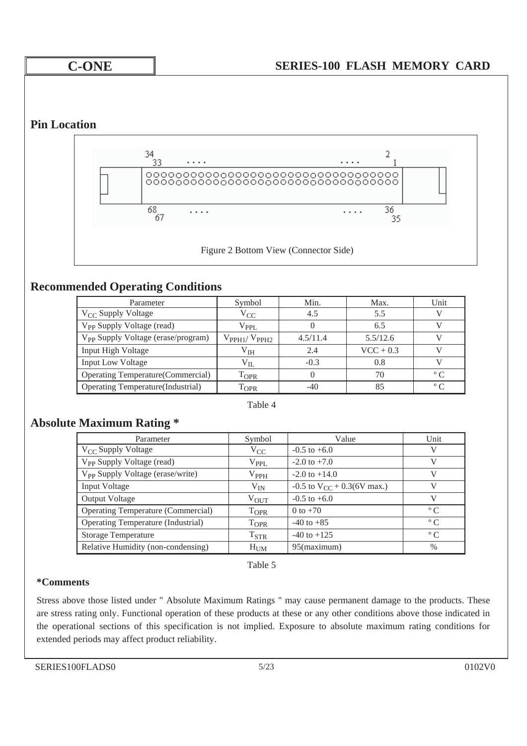## Pin Location

34 .... 2
33 .... 1

68 .... 36
67 .... 35

Figure 2 Bottom View (Connector Side)

## Recommended Operating Conditions

| Parameter | Symbol | Min. | Max. | Unit |
|---|---|---|---|---|
| $V_{PP}$ Supply Voltage | $V_{CC}$ | 4.5 | 5.5 | V |
| $V_{PP}$ Supply Voltage (read) | $V_{PPL}$ | 0 | 6.5 | V |
| $V_{PP}$ Supply Voltage (erase/program) | $V_{PPH1}$/ $V_{PPH2}$ | 4.5/11.4 | 5.5/12.6 | V |
| Input High Voltage | $V_{IH}$ | 2.4 | VCC + 0.3 | V |
| Input Low Voltage | $V_{IL}$ | -0.3 | 0.8 | V |
| Operating Temperature(Commercial) | $T_{OPR}$ | 0 | 70 | º C |
| Operating Temperature(Industrial) | $T_{OPR}$ | -40 | 85 | º C |

Table 4

## Absolute Maximum Rating *

| Parameter | Symbol | Value | Unit |
|---|---|---|---|
| $V_{CC}$ Supply Voltage | $V_{CC}$ | -0.5 to +6.0 | V |
| $V_{PP}$ Supply Voltage (read) | $V_{PPL}$ | -2.0 to +7.0 | V |
| $V_{PP}$ Supply Voltage (erase/write) | $V_{PPH}$ | -2.0 to +14.0 | V |
| Input Voltage | $V_{IN}$ | -0.5 to $V_{CC}$ + 0.3(6V max.) | V |
| Output Voltage | $V_{OUT}$ | -0.5 to +6.0 | V |
| Operating Temperature (Commercial) | $T_{OPR}$ | 0 to +70 | º C |
| Operating Temperature (Industrial) | $T_{OPR}$ | -40 to +85 | º C |
| Storage Temperature | $T_{STR}$ | -40 to +125 | º C |
| Relative Humidity (non-condensing) | $H_{UM}$ | 95(maximum) | % |

Table 5

### *Comments

Stress above those listed under " Absolute Maximum Ratings " may cause permanent damage to the products. These are stress rating only. Functional operation of these products at these or any other conditions above those indicated in the operational sections of this specification is not implied. Exposure to absolute maximum rating conditions for extended periods may affect product reliability.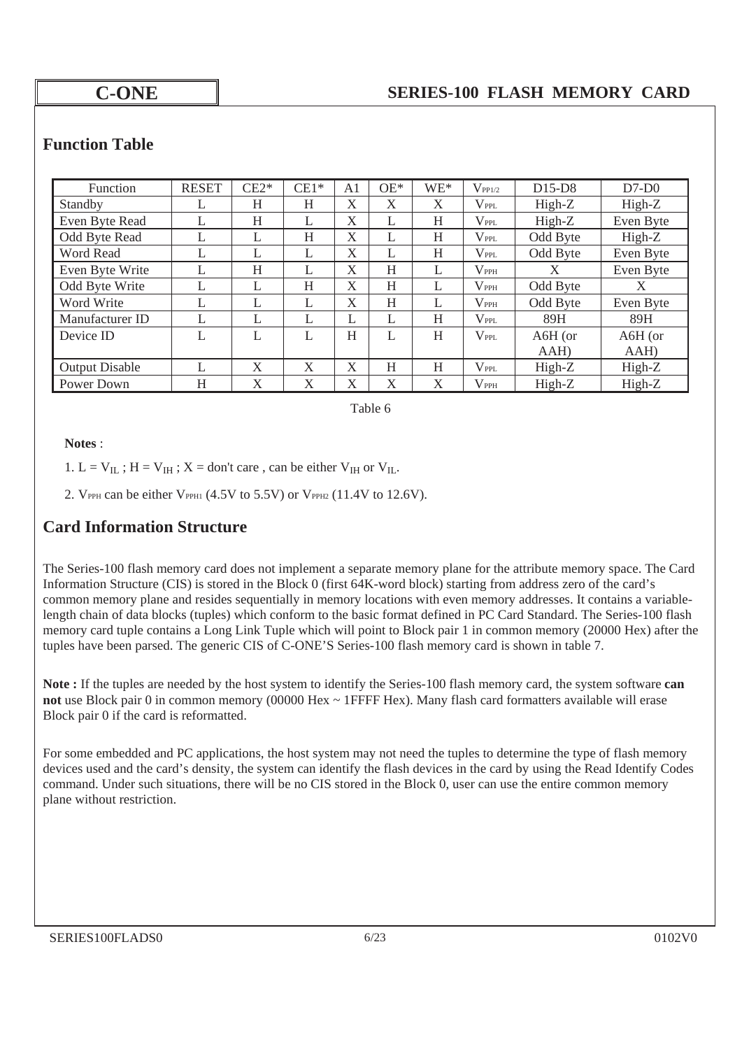## Function Table

| Function | RESET | CE2* | CE1* | A1 | OE* | WE* | $V_{PP1/2}$ | D15-D8 | D7-D0 |
|---|---|---|---|---|---|---|---|---|---|
| Standby | L | H | H | X | X | X | $V_{PPL}$ | High-Z | High-Z |
| Even Byte Read | L | H | L | X | L | H | $V_{PPL}$ | High-Z | Even Byte |
| Odd Byte Read | L | L | H | X | L | H | $V_{PPL}$ | Odd Byte | High-Z |
| Word Read | L | L | L | X | L | H | $V_{PPL}$ | Odd Byte | Even Byte |
| Even Byte Write | L | H | L | X | H | L | $V_{PPH}$ | X | Even Byte |
| Odd Byte Write | L | L | H | X | H | L | $V_{PPH}$ | Odd Byte | X |
| Word Write | L | L | L | X | H | L | $V_{PPH}$ | Odd Byte | Even Byte |
| Manufacturer ID | L | L | L | L | L | H | $V_{PPL}$ | 89H | 89H |
| Device ID | L | L | L | H | L | H | $V_{PPL}$ | A6H (or AAH) | A6H (or AAH) |
| Output Disable | L | X | X | X | H | H | $V_{PPL}$ | High-Z | High-Z |
| Power Down | H | X | X | X | X | X | $V_{PPH}$ | High-Z | High-Z |

Table 6

**Notes** :

1. L = $V_{IL}$ ; H = $V_{IH}$ ; X = don't care , can be either $V_{IH}$ or $V_{IL}$.

2. $V_{PPH}$ can be either $V_{PPH1}$ (4.5V to 5.5V) or $V_{PPH2}$ (11.4V to 12.6V).

## Card Information Structure

The Series-100 flash memory card does not implement a separate memory plane for the attribute memory space. The Card Information Structure (CIS) is stored in the Block 0 (first 64K-word block) starting from address zero of the card's common memory plane and resides sequentially in memory locations with even memory addresses. It contains a variable-length chain of data blocks (tuples) which conform to the basic format defined in PC Card Standard. The Series-100 flash memory card tuple contains a Long Link Tuple which will point to Block pair 1 in common memory (20000 Hex) after the tuples have been parsed. The generic CIS of C-ONE'S Series-100 flash memory card is shown in table 7.

**Note :** If the tuples are needed by the host system to identify the Series-100 flash memory card, the system software **can not** use Block pair 0 in common memory (00000 Hex ~ 1FFFF Hex). Many flash card formatters available will erase Block pair 0 if the card is reformatted.

For some embedded and PC applications, the host system may not need the tuples to determine the type of flash memory devices used and the card's density, the system can identify the flash devices in the card by using the Read Identify Codes command. Under such situations, there will be no CIS stored in the Block 0, user can use the entire common memory plane without restriction.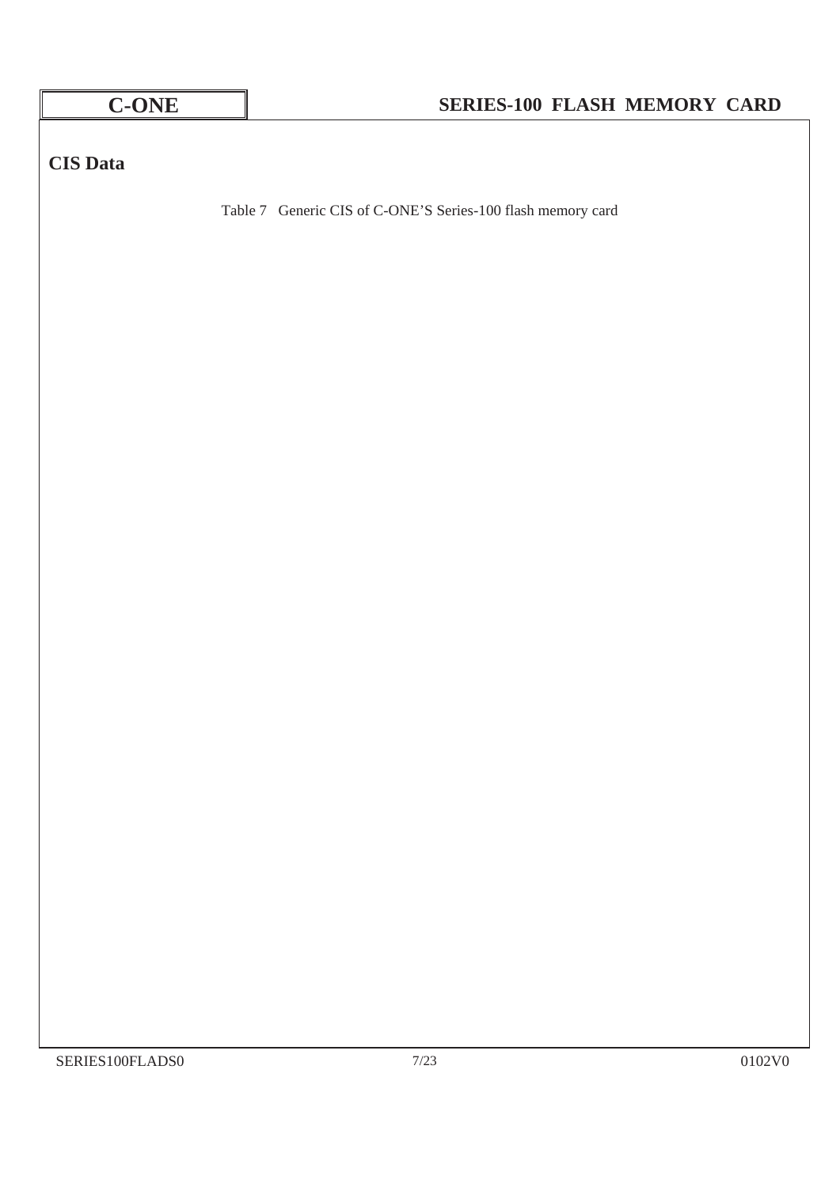## CIS Data

Table 7 Generic CIS of C-ONE'S Series-100 flash memory card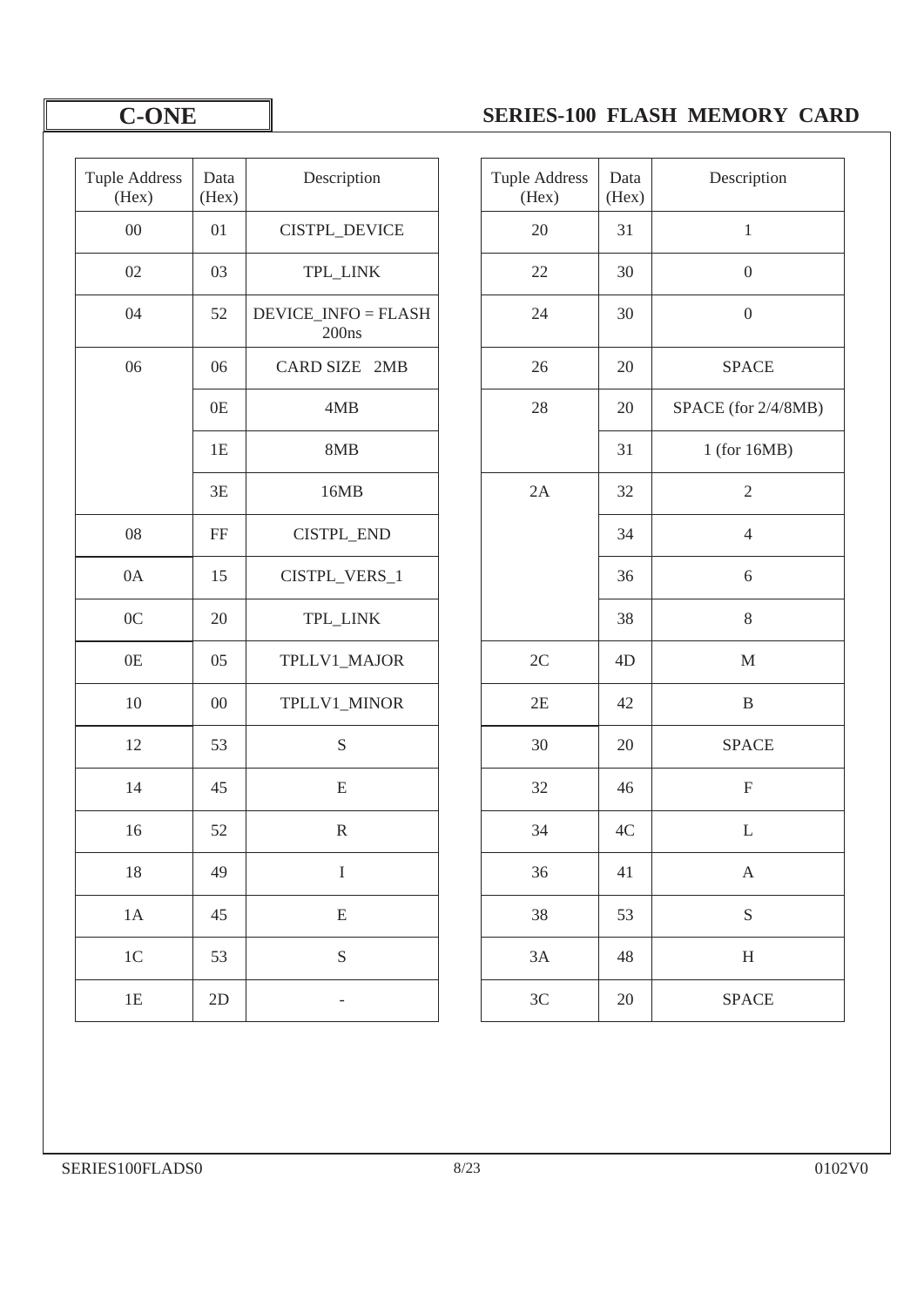| Tuple Address (Hex) | Data (Hex) | Description |
| --- | --- | --- |
| 00 | 01 | CISTPL_DEVICE |
| 02 | 03 | TPL_LINK |
| 04 | 52 | DEVICE_INFO = FLASH 200ns |
| 06 | 06 | CARD SIZE 2MB |
| | 0E | 4MB |
| | 1E | 8MB |
| | 3E | 16MB |
| 08 | FF | CISTPL_END |
| 0A | 15 | CISTPL_VERS_1 |
| 0C | 20 | TPL_LINK |
| 0E | 05 | TPLLV1_MAJOR |
| 10 | 00 | TPLLV1_MINOR |
| 12 | 53 | S |
| 14 | 45 | E |
| 16 | 52 | R |
| 18 | 49 | I |
| 1A | 45 | E |
| 1C | 53 | S |
| 1E | 2D | - |

| Tuple Address (Hex) | Data (Hex) | Description |
| --- | --- | --- |
| 20 | 31 | 1 |
| 22 | 30 | 0 |
| 24 | 30 | 0 |
| 26 | 20 | SPACE |
| 28 | 20 | SPACE (for 2/4/8MB) |
| | 31 | 1 (for 16MB) |
| 2A | 32 | 2 |
| | 34 | 4 |
| | 36 | 6 |
| | 38 | 8 |
| 2C | 4D | M |
| 2E | 42 | B |
| 30 | 20 | SPACE |
| 32 | 46 | F |
| 34 | 4C | L |
| 36 | 41 | A |
| 38 | 53 | S |
| 3A | 48 | H |
| 3C | 20 | SPACE |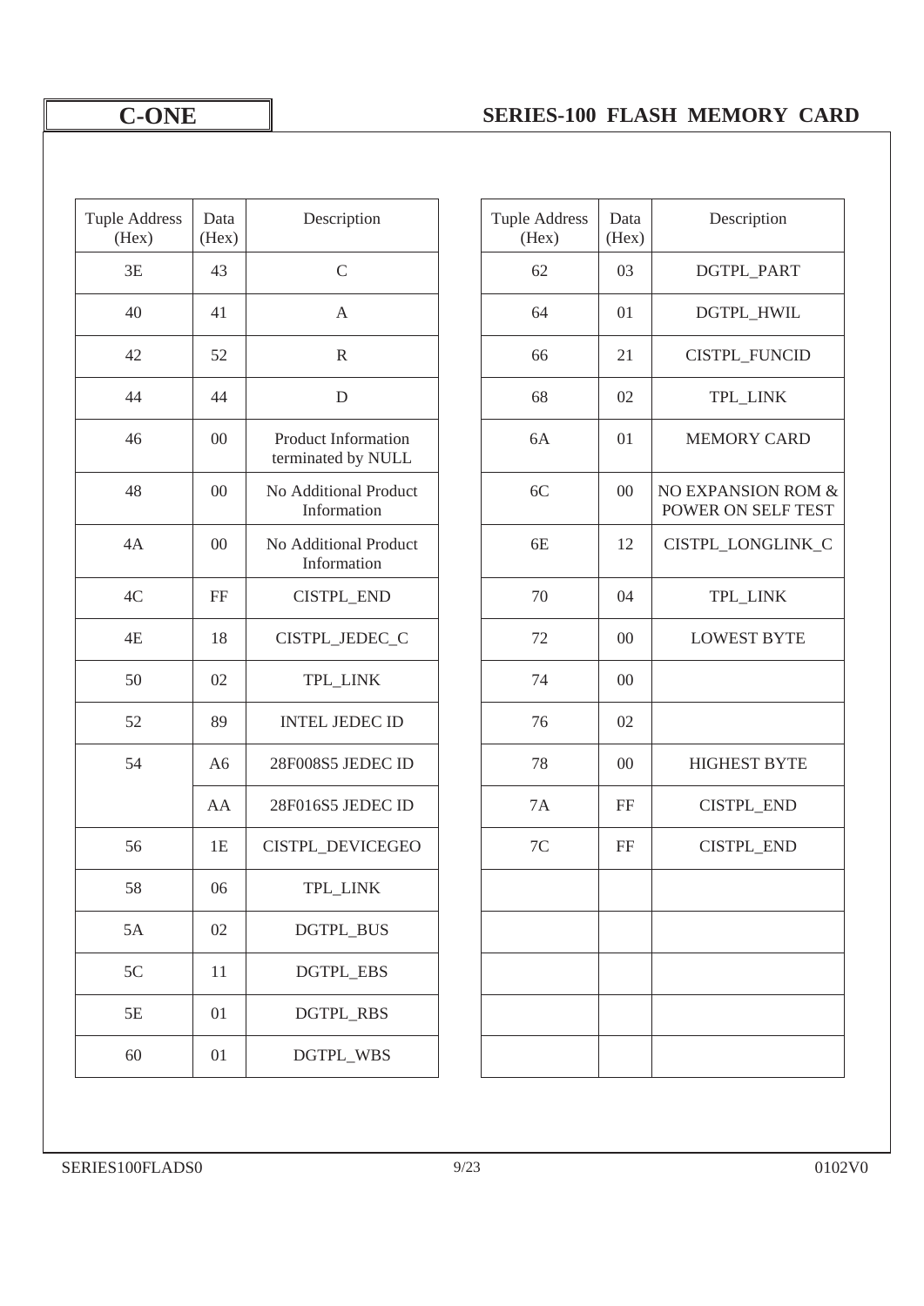| Tuple Address (Hex) | Data (Hex) | Description |
|---|---|---|
| 3E | 43 | C |
| 40 | 41 | A |
| 42 | 52 | R |
| 44 | 44 | D |
| 46 | 00 | Product Information terminated by NULL |
| 48 | 00 | No Additional Product Information |
| 4A | 00 | No Additional Product Information |
| 4C | FF | CISTPL_END |
| 4E | 18 | CISTPL_JEDEC_C |
| 50 | 02 | TPL_LINK |
| 52 | 89 | INTEL JEDEC ID |
| 54 | A6 | 28F008S5 JEDEC ID |
| | AA | 28F016S5 JEDEC ID |
| 56 | 1E | CISTPL_DEVICEGEO |
| 58 | 06 | TPL_LINK |
| 5A | 02 | DGTPL_BUS |
| 5C | 11 | DGTPL_EBS |
| 5E | 01 | DGTPL_RBS |
| 60 | 01 | DGTPL_WBS |

| Tuple Address (Hex) | Data (Hex) | Description |
|---|---|---|
| 62 | 03 | DGTPL_PART |
| 64 | 01 | DGTPL_HWIL |
| 66 | 21 | CISTPL_FUNCID |
| 68 | 02 | TPL_LINK |
| 6A | 01 | MEMORY CARD |
| 6C | 00 | NO EXPANSION ROM & POWER ON SELF TEST |
| 6E | 12 | CISTPL_LONGLINK_C |
| 70 | 04 | TPL_LINK |
| 72 | 00 | LOWEST BYTE |
| 74 | 00 | |
| 76 | 02 | |
| 78 | 00 | HIGHEST BYTE |
| 7A | FF | CISTPL_END |
| 7C | FF | CISTPL_END |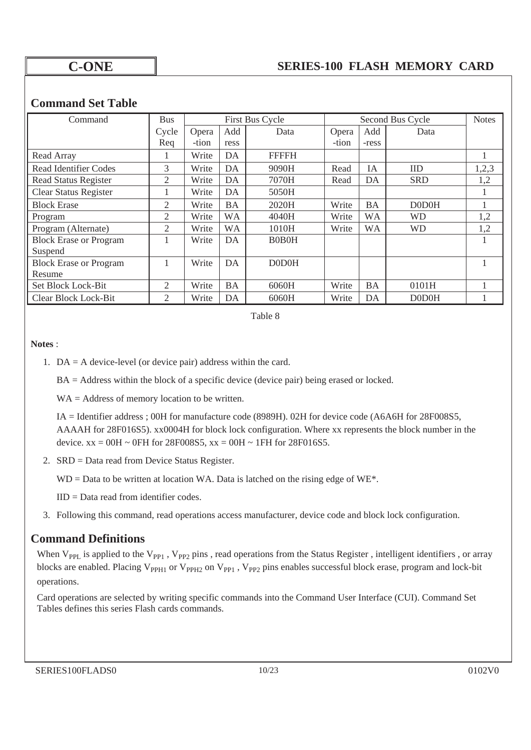## Command Set Table

| Command | Bus Cycle Req | First Bus Cycle | | | Second Bus Cycle | | | Notes |
|---|---|---|---|---|---|---|---|---|
| | | Opera -tion | Add ress | Data | Opera -tion | Add -ress | Data | |
| Read Array | 1 | Write | DA | FFFFH | | | | 1 |
| Read Identifier Codes | 3 | Write | DA | 9090H | Read | IA | IID | 1,2,3 |
| Read Status Register | 2 | Write | DA | 7070H | Read | DA | SRD | 1,2 |
| Clear Status Register | 1 | Write | DA | 5050H | | | | 1 |
| Block Erase | 2 | Write | BA | 2020H | Write | BA | D0D0H | 1 |
| Program | 2 | Write | WA | 4040H | Write | WA | WD | 1,2 |
| Program (Alternate) | 2 | Write | WA | 1010H | Write | WA | WD | 1,2 |
| Block Erase or Program Suspend | 1 | Write | DA | B0B0H | | | | 1 |
| Block Erase or Program Resume | 1 | Write | DA | D0D0H | | | | 1 |
| Set Block Lock-Bit | 2 | Write | BA | 6060H | Write | BA | 0101H | 1 |
| Clear Block Lock-Bit | 2 | Write | DA | 6060H | Write | DA | D0D0H | 1 |

Table 8

**Notes** :

1. DA = A device-level (or device pair) address within the card.

   BA = Address within the block of a specific device (device pair) being erased or locked.

   WA = Address of memory location to be written.

   IA = Identifier address ; 00H for manufacture code (8989H). 02H for device code (A6A6H for 28F008S5, AAAAH for 28F016S5). xx0004H for block lock configuration. Where xx represents the block number in the device. xx = 00H ~ 0FH for 28F008S5, xx = 00H ~ 1FH for 28F016S5.

2. SRD = Data read from Device Status Register.

   WD = Data to be written at location WA. Data is latched on the rising edge of WE*.

   IID = Data read from identifier codes.

3. Following this command, read operations access manufacturer, device code and block lock configuration.

## Command Definitions

When $V_{PPL}$ is applied to the $V_{PP1}$ , $V_{PP2}$ pins , read operations from the Status Register , intelligent identifiers , or array blocks are enabled. Placing $V_{PPH1}$ or $V_{PPH2}$ on $V_{PP1}$ , $V_{PP2}$ pins enables successful block erase, program and lock-bit operations.

Card operations are selected by writing specific commands into the Command User Interface (CUI). Command Set Tables defines this series Flash cards commands.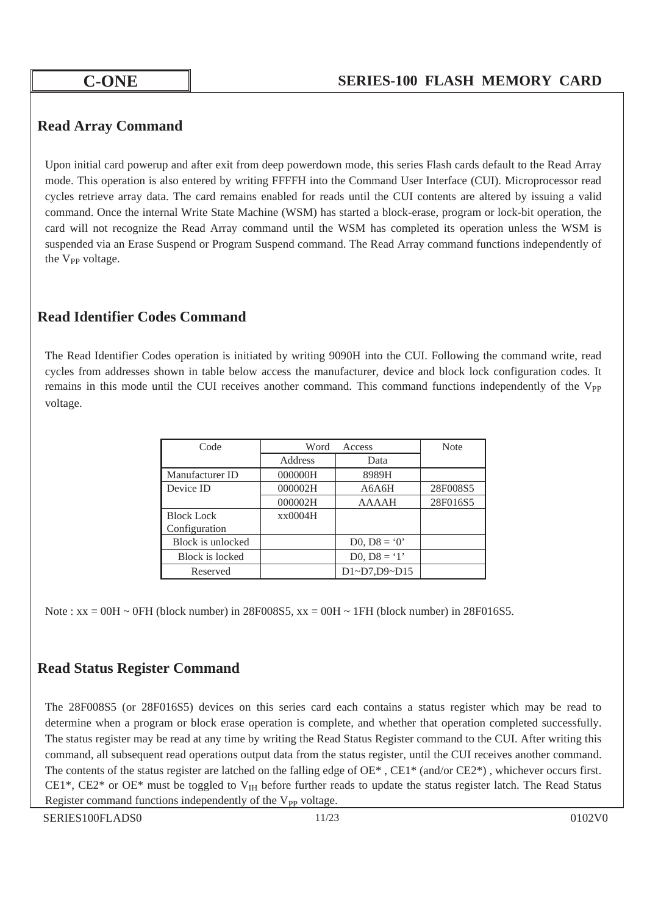## Read Array Command

Upon initial card powerup and after exit from deep powerdown mode, this series Flash cards default to the Read Array mode. This operation is also entered by writing FFFFH into the Command User Interface (CUI). Microprocessor read cycles retrieve array data. The card remains enabled for reads until the CUI contents are altered by issuing a valid command. Once the internal Write State Machine (WSM) has started a block-erase, program or lock-bit operation, the card will not recognize the Read Array command until the WSM has completed its operation unless the WSM is suspended via an Erase Suspend or Program Suspend command. The Read Array command functions independently of the $V_{PP}$ voltage.

## Read Identifier Codes Command

The Read Identifier Codes operation is initiated by writing 9090H into the CUI. Following the command write, read cycles from addresses shown in table below access the manufacturer, device and block lock configuration codes. It remains in this mode until the CUI receives another command. This command functions independently of the $V_{PP}$ voltage.

| Code | Word Access | | Note |
|---|---|---|---|
| | Address | Data | |
| Manufacturer ID | 000000H | 8989H | |
| Device ID | 000002H | A6A6H | 28F008S5 |
| | 000002H | AAAAH | 28F016S5 |
| Block Lock Configuration | xx0004H | | |
| Block is unlocked | | D0, D8 = '0' | |
| Block is locked | | D0, D8 = '1' | |
| Reserved | | D1~D7,D9~D15 | |

Note : xx = 00H ~ 0FH (block number) in 28F008S5, xx = 00H ~ 1FH (block number) in 28F016S5.

## Read Status Register Command

The 28F008S5 (or 28F016S5) devices on this series card each contains a status register which may be read to determine when a program or block erase operation is complete, and whether that operation completed successfully. The status register may be read at any time by writing the Read Status Register command to the CUI. After writing this command, all subsequent read operations output data from the status register, until the CUI receives another command. The contents of the status register are latched on the falling edge of OE* , CE1* (and/or CE2*) , whichever occurs first. CE1*, CE2* or OE* must be toggled to $V_{IH}$ before further reads to update the status register latch. The Read Status Register command functions independently of the $V_{PP}$ voltage.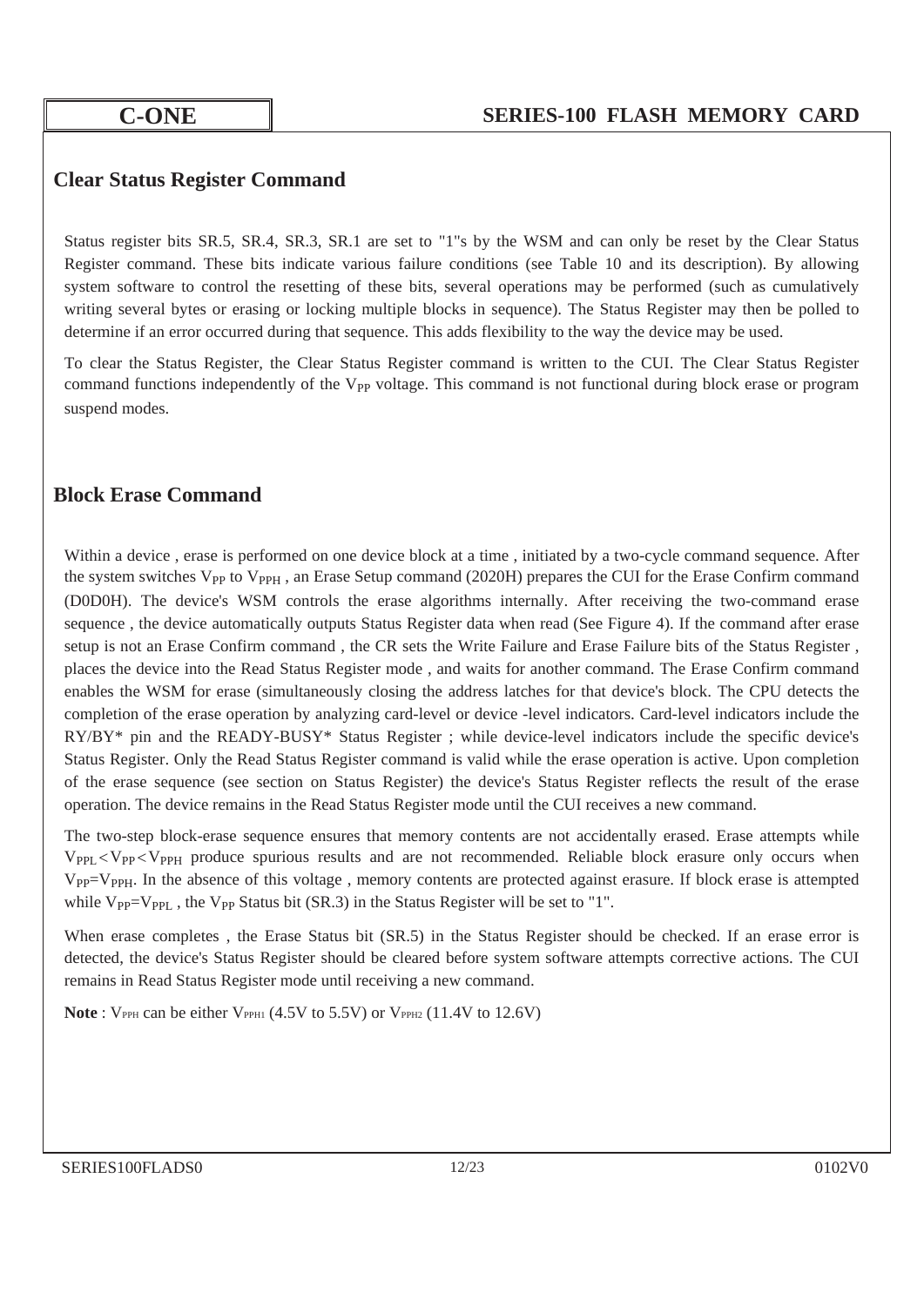## Clear Status Register Command

Status register bits SR.5, SR.4, SR.3, SR.1 are set to "1"s by the WSM and can only be reset by the Clear Status Register command. These bits indicate various failure conditions (see Table 10 and its description). By allowing system software to control the resetting of these bits, several operations may be performed (such as cumulatively writing several bytes or erasing or locking multiple blocks in sequence). The Status Register may then be polled to determine if an error occurred during that sequence. This adds flexibility to the way the device may be used.

To clear the Status Register, the Clear Status Register command is written to the CUI. The Clear Status Register command functions independently of the $V_{PP}$ voltage. This command is not functional during block erase or program suspend modes.

## Block Erase Command

Within a device , erase is performed on one device block at a time , initiated by a two-cycle command sequence. After the system switches $V_{PP}$ to $V_{PPH}$ , an Erase Setup command (2020H) prepares the CUI for the Erase Confirm command (D0D0H). The device's WSM controls the erase algorithms internally. After receiving the two-command erase sequence , the device automatically outputs Status Register data when read (See Figure 4). If the command after erase setup is not an Erase Confirm command , the CR sets the Write Failure and Erase Failure bits of the Status Register , places the device into the Read Status Register mode , and waits for another command. The Erase Confirm command enables the WSM for erase (simultaneously closing the address latches for that device's block. The CPU detects the completion of the erase operation by analyzing card-level or device -level indicators. Card-level indicators include the RY/BY* pin and the READY-BUSY* Status Register ; while device-level indicators include the specific device's Status Register. Only the Read Status Register command is valid while the erase operation is active. Upon completion of the erase sequence (see section on Status Register) the device's Status Register reflects the result of the erase operation. The device remains in the Read Status Register mode until the CUI receives a new command.

The two-step block-erase sequence ensures that memory contents are not accidentally erased. Erase attempts while $V_{PPL} < V_{PP} < V_{PPH}$ produce spurious results and are not recommended. Reliable block erasure only occurs when $V_{PP}=V_{PPH}$. In the absence of this voltage , memory contents are protected against erasure. If block erase is attempted while $V_{PP}=V_{PPL}$ , the $V_{PP}$ Status bit (SR.3) in the Status Register will be set to "1".

When erase completes , the Erase Status bit (SR.5) in the Status Register should be checked. If an erase error is detected, the device's Status Register should be cleared before system software attempts corrective actions. The CUI remains in Read Status Register mode until receiving a new command.

**Note** : $V_{PPH}$ can be either $V_{PPH1}$ (4.5V to 5.5V) or $V_{PPH2}$ (11.4V to 12.6V)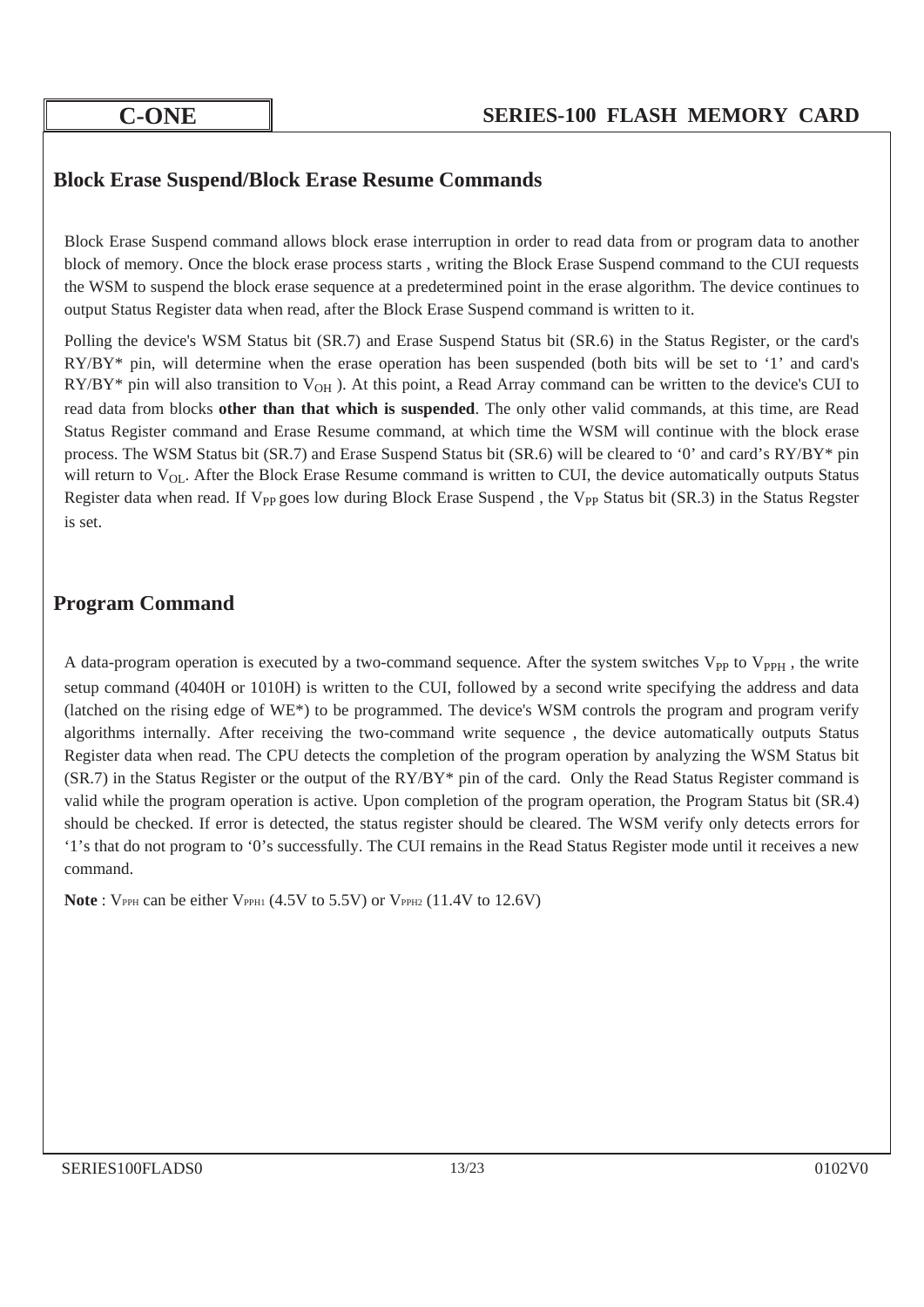## Block Erase Suspend/Block Erase Resume Commands

Block Erase Suspend command allows block erase interruption in order to read data from or program data to another block of memory. Once the block erase process starts , writing the Block Erase Suspend command to the CUI requests the WSM to suspend the block erase sequence at a predetermined point in the erase algorithm. The device continues to output Status Register data when read, after the Block Erase Suspend command is written to it.

Polling the device's WSM Status bit (SR.7) and Erase Suspend Status bit (SR.6) in the Status Register, or the card's RY/BY* pin, will determine when the erase operation has been suspended (both bits will be set to '1' and card's RY/BY* pin will also transition to $V_{OH}$ ). At this point, a Read Array command can be written to the device's CUI to read data from blocks **other than that which is suspended**. The only other valid commands, at this time, are Read Status Register command and Erase Resume command, at which time the WSM will continue with the block erase process. The WSM Status bit (SR.7) and Erase Suspend Status bit (SR.6) will be cleared to '0' and card's RY/BY* pin will return to $V_{OL}$. After the Block Erase Resume command is written to CUI, the device automatically outputs Status Register data when read. If $V_{PP}$ goes low during Block Erase Suspend , the $V_{PP}$ Status bit (SR.3) in the Status Regster is set.

## Program Command

A data-program operation is executed by a two-command sequence. After the system switches $V_{PP}$ to $V_{PPH}$ , the write setup command (4040H or 1010H) is written to the CUI, followed by a second write specifying the address and data (latched on the rising edge of WE*) to be programmed. The device's WSM controls the program and program verify algorithms internally. After receiving the two-command write sequence , the device automatically outputs Status Register data when read. The CPU detects the completion of the program operation by analyzing the WSM Status bit (SR.7) in the Status Register or the output of the RY/BY* pin of the card. Only the Read Status Register command is valid while the program operation is active. Upon completion of the program operation, the Program Status bit (SR.4) should be checked. If error is detected, the status register should be cleared. The WSM verify only detects errors for '1's that do not program to '0's successfully. The CUI remains in the Read Status Register mode until it receives a new command.

**Note** : $V_{PPH}$ can be either $V_{PPH1}$ (4.5V to 5.5V) or $V_{PPH2}$ (11.4V to 12.6V)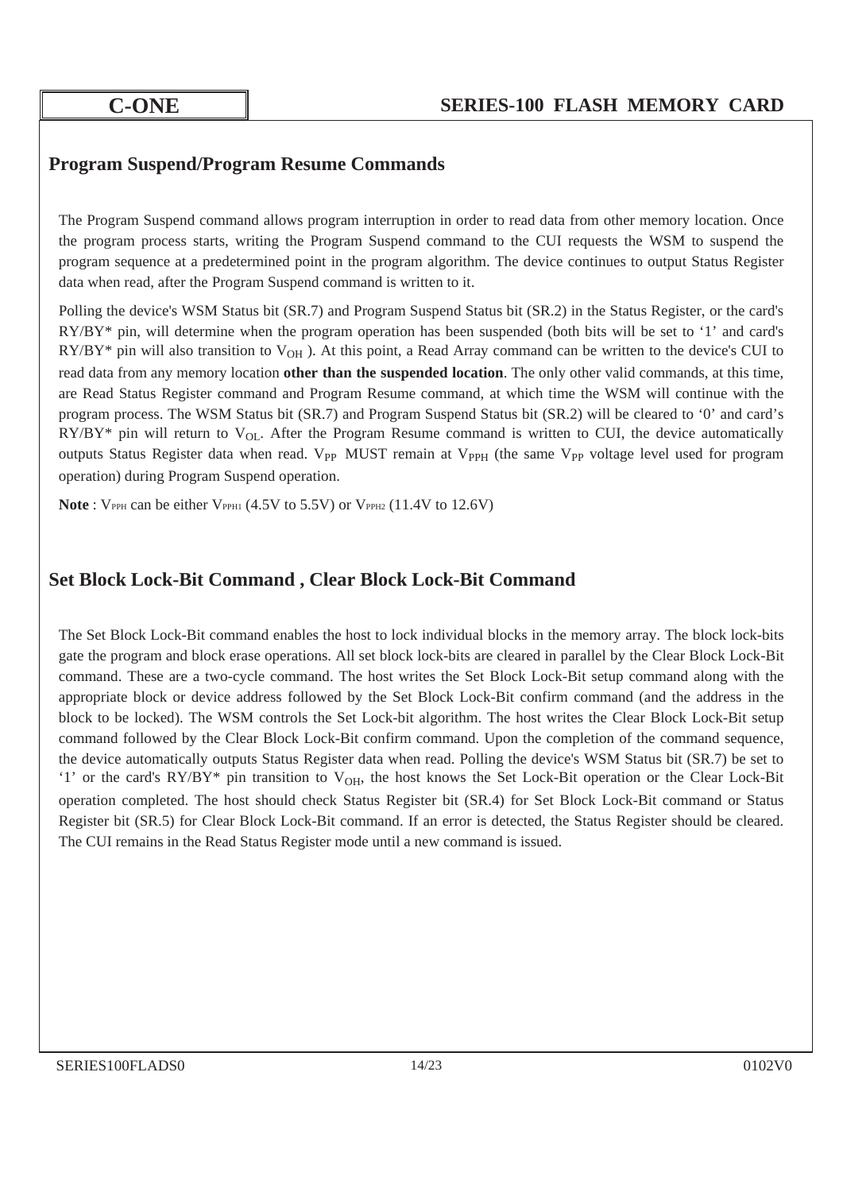## Program Suspend/Program Resume Commands

The Program Suspend command allows program interruption in order to read data from other memory location. Once the program process starts, writing the Program Suspend command to the CUI requests the WSM to suspend the program sequence at a predetermined point in the program algorithm. The device continues to output Status Register data when read, after the Program Suspend command is written to it.

Polling the device's WSM Status bit (SR.7) and Program Suspend Status bit (SR.2) in the Status Register, or the card's RY/BY* pin, will determine when the program operation has been suspended (both bits will be set to '1' and card's RY/BY* pin will also transition to $V_{OH}$ ). At this point, a Read Array command can be written to the device's CUI to read data from any memory location **other than the suspended location**. The only other valid commands, at this time, are Read Status Register command and Program Resume command, at which time the WSM will continue with the program process. The WSM Status bit (SR.7) and Program Suspend Status bit (SR.2) will be cleared to '0' and card's RY/BY* pin will return to $V_{OL}$. After the Program Resume command is written to CUI, the device automatically outputs Status Register data when read. $V_{PP}$ MUST remain at $V_{PPH}$ (the same $V_{PP}$ voltage level used for program operation) during Program Suspend operation.

**Note** : $V_{PPH}$ can be either $V_{PPH1}$ (4.5V to 5.5V) or $V_{PPH2}$ (11.4V to 12.6V)

## Set Block Lock-Bit Command , Clear Block Lock-Bit Command

The Set Block Lock-Bit command enables the host to lock individual blocks in the memory array. The block lock-bits gate the program and block erase operations. All set block lock-bits are cleared in parallel by the Clear Block Lock-Bit command. These are a two-cycle command. The host writes the Set Block Lock-Bit setup command along with the appropriate block or device address followed by the Set Block Lock-Bit confirm command (and the address in the block to be locked). The WSM controls the Set Lock-bit algorithm. The host writes the Clear Block Lock-Bit setup command followed by the Clear Block Lock-Bit confirm command. Upon the completion of the command sequence, the device automatically outputs Status Register data when read. Polling the device's WSM Status bit (SR.7) be set to '1' or the card's RY/BY* pin transition to $V_{OH}$, the host knows the Set Lock-Bit operation or the Clear Lock-Bit operation completed. The host should check Status Register bit (SR.4) for Set Block Lock-Bit command or Status Register bit (SR.5) for Clear Block Lock-Bit command. If an error is detected, the Status Register should be cleared. The CUI remains in the Read Status Register mode until a new command is issued.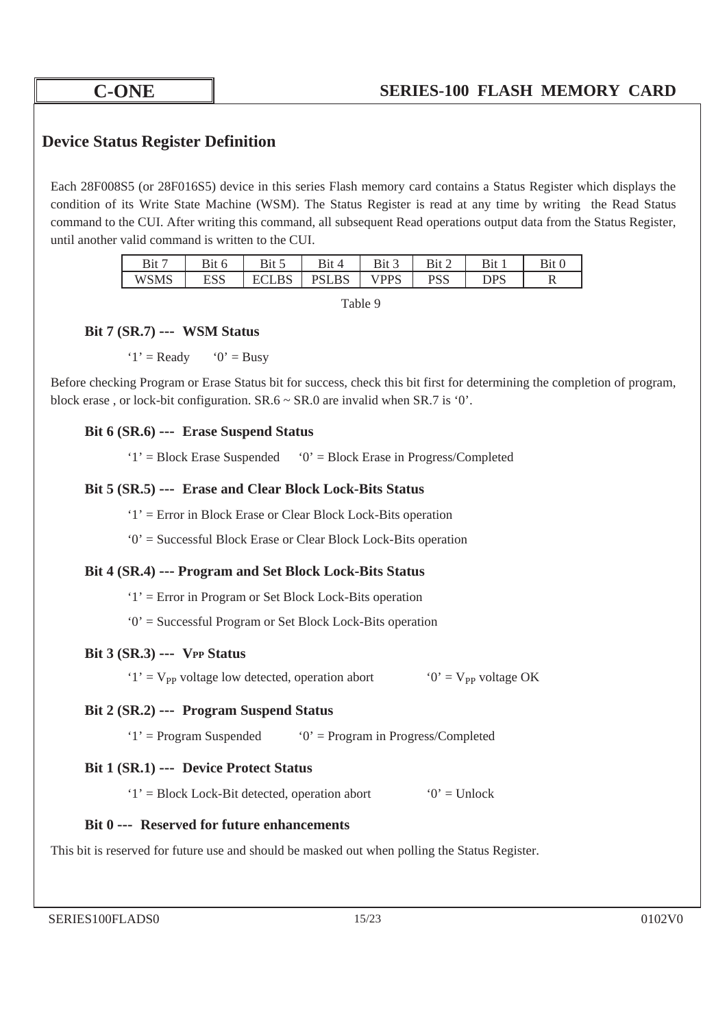## Device Status Register Definition

Each 28F008S5 (or 28F016S5) device in this series Flash memory card contains a Status Register which displays the condition of its Write State Machine (WSM). The Status Register is read at any time by writing the Read Status command to the CUI. After writing this command, all subsequent Read operations output data from the Status Register, until another valid command is written to the CUI.

| Bit 7 | Bit 6 | Bit 5 | Bit 4 | Bit 3 | Bit 2 | Bit 1 | Bit 0 |
|---|---|---|---|---|---|---|---|
| WSMS | ESS | ECLBS | PSLBS | VPPS | PSS | DPS | R |

Table 9

**Bit 7 (SR.7) --- WSM Status**

'1' = Ready  '0' = Busy

Before checking Program or Erase Status bit for success, check this bit first for determining the completion of program, block erase , or lock-bit configuration. SR.6 ~ SR.0 are invalid when SR.7 is '0'.

**Bit 6 (SR.6) --- Erase Suspend Status**

'1' = Block Erase Suspended  '0' = Block Erase in Progress/Completed

**Bit 5 (SR.5) --- Erase and Clear Block Lock-Bits Status**

'1' = Error in Block Erase or Clear Block Lock-Bits operation

'0' = Successful Block Erase or Clear Block Lock-Bits operation

**Bit 4 (SR.4) --- Program and Set Block Lock-Bits Status**

'1' = Error in Program or Set Block Lock-Bits operation

'0' = Successful Program or Set Block Lock-Bits operation

**Bit 3 (SR.3) --- $V_{PP}$ Status**

'1' = $V_{PP}$ voltage low detected, operation abort  '0' = $V_{PP}$ voltage OK

**Bit 2 (SR.2) --- Program Suspend Status**

'1' = Program Suspended  '0' = Program in Progress/Completed

**Bit 1 (SR.1) --- Device Protect Status**

'1' = Block Lock-Bit detected, operation abort  '0' = Unlock

**Bit 0 --- Reserved for future enhancements**

This bit is reserved for future use and should be masked out when polling the Status Register.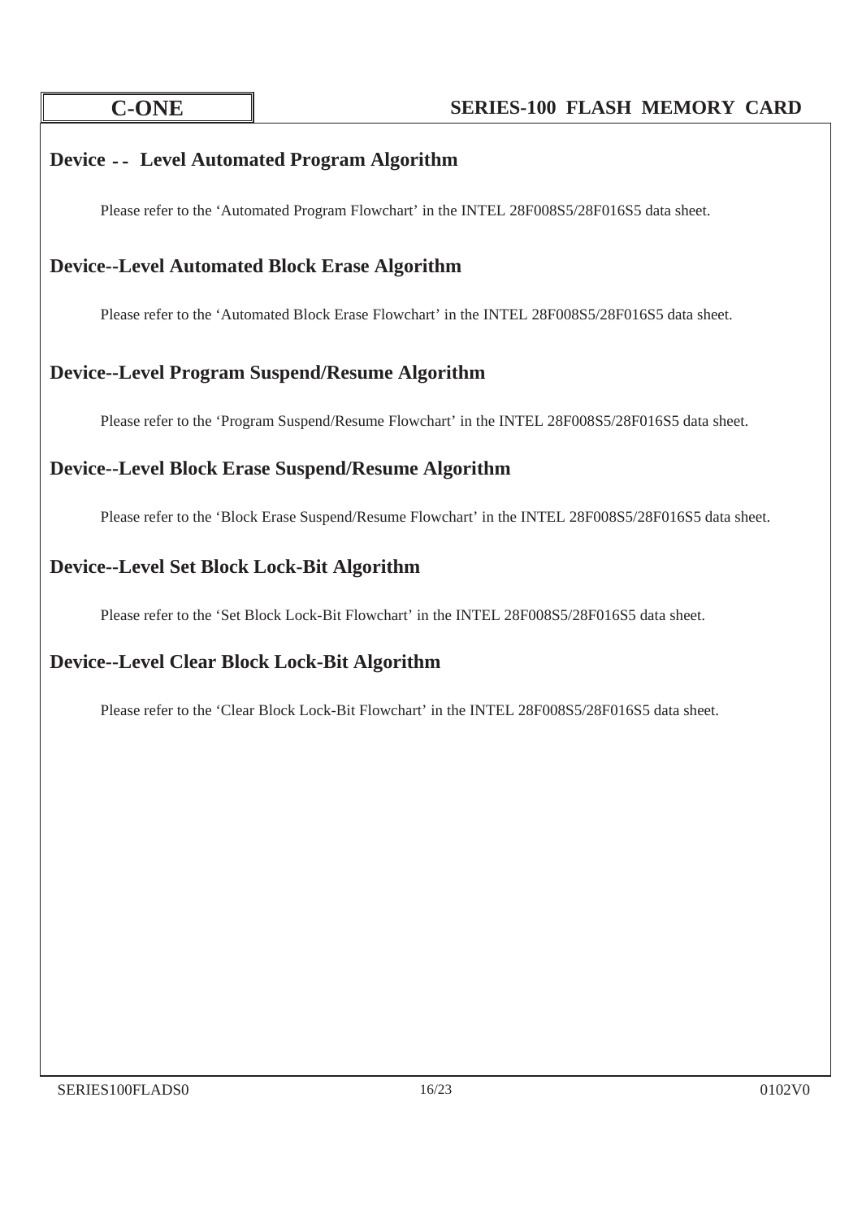## Device -- Level Automated Program Algorithm

Please refer to the ‘Automated Program Flowchart’ in the INTEL 28F008S5/28F016S5 data sheet.

## Device--Level Automated Block Erase Algorithm

Please refer to the ‘Automated Block Erase Flowchart’ in the INTEL 28F008S5/28F016S5 data sheet.

## Device--Level Program Suspend/Resume Algorithm

Please refer to the ‘Program Suspend/Resume Flowchart’ in the INTEL 28F008S5/28F016S5 data sheet.

## Device--Level Block Erase Suspend/Resume Algorithm

Please refer to the ‘Block Erase Suspend/Resume Flowchart’ in the INTEL 28F008S5/28F016S5 data sheet.

## Device--Level Set Block Lock-Bit Algorithm

Please refer to the ‘Set Block Lock-Bit Flowchart’ in the INTEL 28F008S5/28F016S5 data sheet.

## Device--Level Clear Block Lock-Bit Algorithm

Please refer to the ‘Clear Block Lock-Bit Flowchart’ in the INTEL 28F008S5/28F016S5 data sheet.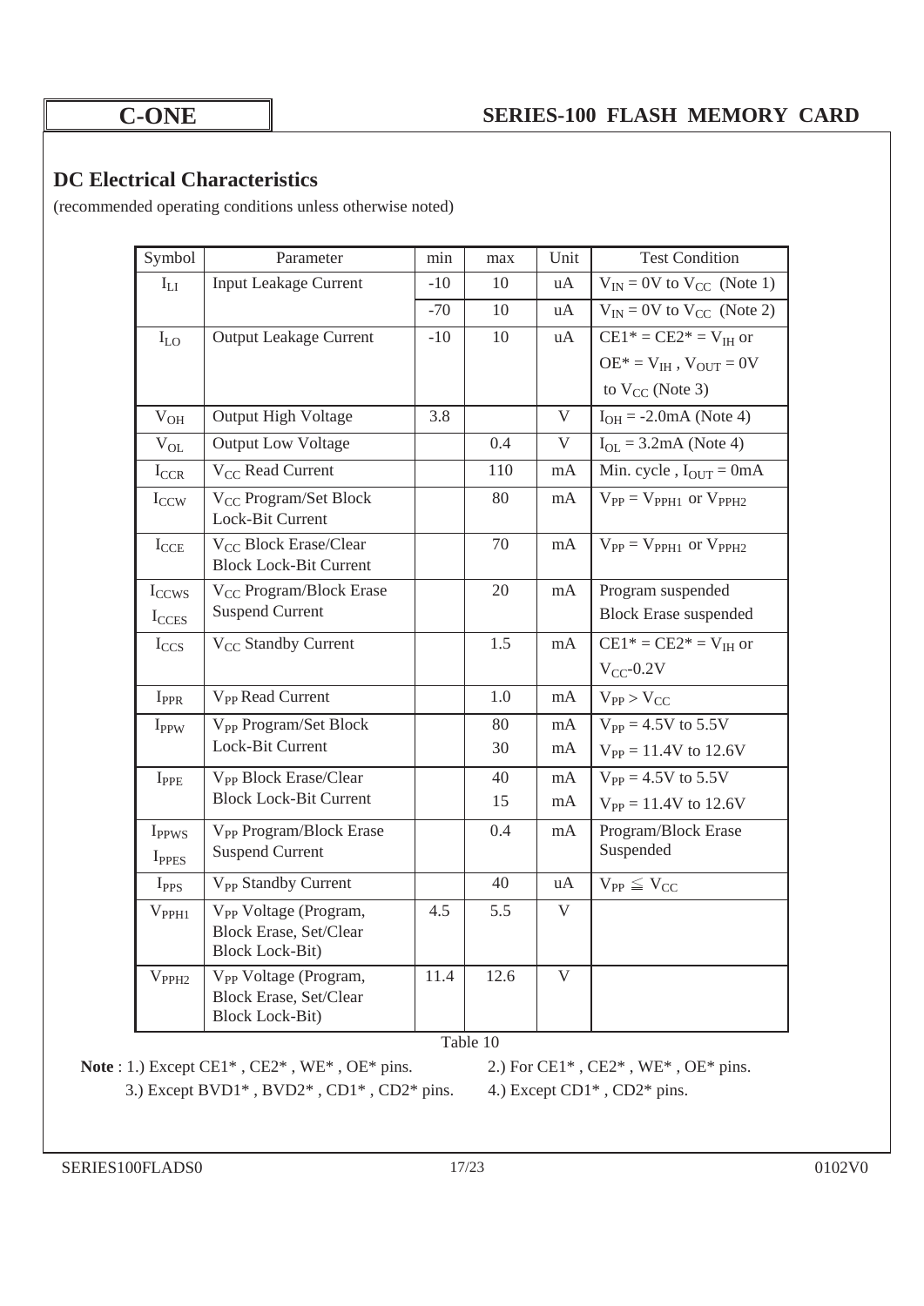## DC Electrical Characteristics

(recommended operating conditions unless otherwise noted)

| Symbol | Parameter | min | max | Unit | Test Condition |
|---|---|---|---|---|---|
| $I_{LI}$ | Input Leakage Current | -10 | 10 | uA | $V_{IN}$ = 0V to $V_{CC}$ (Note 1) |
| | | -70 | 10 | uA | $V_{IN}$ = 0V to $V_{CC}$ (Note 2) |
| $I_{LO}$ | Output Leakage Current | -10 | 10 | uA | CE1* = CE2* = $V_{IH}$ or OE* = $V_{IH}$ , $V_{OUT}$ = 0V to $V_{CC}$ (Note 3) |
| $V_{OH}$ | Output High Voltage | 3.8 | | V | $I_{OH}$ = -2.0mA (Note 4) |
| $V_{OL}$ | Output Low Voltage | | 0.4 | V | $I_{OL}$ = 3.2mA (Note 4) |
| $I_{CCR}$ | $V_{CC}$ Read Current | | 110 | mA | Min. cycle , $I_{OUT}$ = 0mA |
| $I_{CCW}$ | $V_{CC}$ Program/Set Block Lock-Bit Current | | 80 | mA | $V_{PP}$ = $V_{PPH1}$ or $V_{PPH2}$ |
| $I_{CCE}$ | $V_{CC}$ Block Erase/Clear Block Lock-Bit Current | | 70 | mA | $V_{PP}$ = $V_{PPH1}$ or $V_{PPH2}$ |
| $I_{CCWS}$ $I_{CCES}$ | $V_{CC}$ Program/Block Erase Suspend Current | | 20 | mA | Program suspended Block Erase suspended |
| $I_{CCS}$ | $V_{CC}$ Standby Current | | 1.5 | mA | CE1* = CE2* = $V_{IH}$ or $V_{CC}$-0.2V |
| $I_{PPR}$ | $V_{PP}$ Read Current | | 1.0 | mA | $V_{PP}$ > $V_{CC}$ |
| $I_{PPW}$ | $V_{PP}$ Program/Set Block Lock-Bit Current | | 80 | mA | $V_{PP}$ = 4.5V to 5.5V |
| | | | 30 | mA | $V_{PP}$ = 11.4V to 12.6V |
| $I_{PPE}$ | $V_{PP}$ Block Erase/Clear Block Lock-Bit Current | | 40 | mA | $V_{PP}$ = 4.5V to 5.5V |
| | | | 15 | mA | $V_{PP}$ = 11.4V to 12.6V |
| $I_{PPWS}$ $I_{PPES}$ | $V_{PP}$ Program/Block Erase Suspend Current | | 0.4 | mA | Program/Block Erase Suspended |
| $I_{PPS}$ | $V_{PP}$ Standby Current | | 40 | uA | $V_{PP}$ ≦ $V_{CC}$ |
| $V_{PPH1}$ | $V_{PP}$ Voltage (Program, Block Erase, Set/Clear Block Lock-Bit) | 4.5 | 5.5 | V | |
| $V_{PPH2}$ | $V_{PP}$ Voltage (Program, Block Erase, Set/Clear Block Lock-Bit) | 11.4 | 12.6 | V | |

Table 10

**Note** : 1.) Except CE1* , CE2* , WE* , OE* pins. 2.) For CE1* , CE2* , WE* , OE* pins.
3.) Except BVD1* , BVD2* , CD1* , CD2* pins. 4.) Except CD1* , CD2* pins.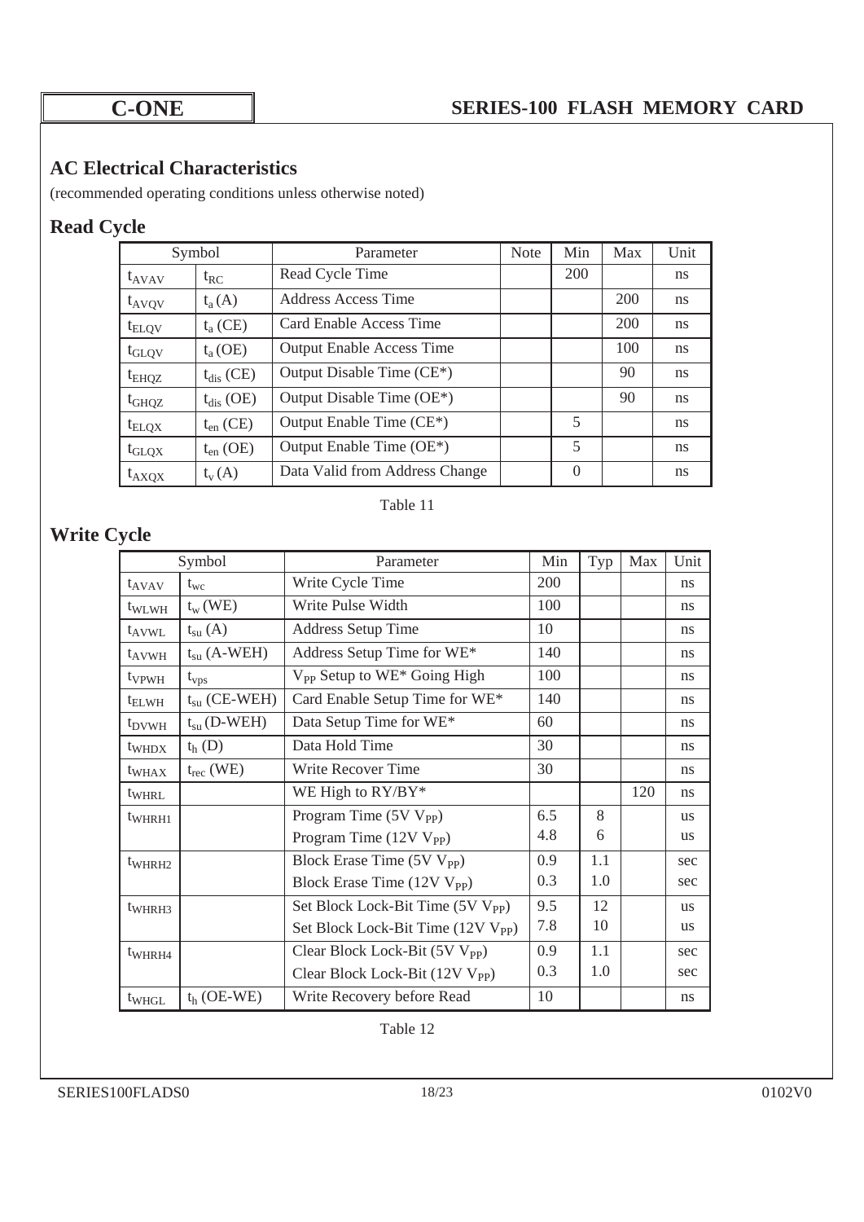## AC Electrical Characteristics

(recommended operating conditions unless otherwise noted)

### Read Cycle

| Symbol | | Parameter | Note | Min | Max | Unit |
|---|---|---|---|---|---|---|
| $t_{AVAV}$ | $t_{RC}$ | Read Cycle Time | | 200 | | ns |
| $t_{AVQV}$ | $t_a$ (A) | Address Access Time | | | 200 | ns |
| $t_{ELQV}$ | $t_a$ (CE) | Card Enable Access Time | | | 200 | ns |
| $t_{GLQV}$ | $t_a$ (OE) | Output Enable Access Time | | | 100 | ns |
| $t_{EHQZ}$ | $t_{dis}$ (CE) | Output Disable Time (CE*) | | | 90 | ns |
| $t_{GHQZ}$ | $t_{dis}$ (OE) | Output Disable Time (OE*) | | | 90 | ns |
| $t_{ELQX}$ | $t_{en}$ (CE) | Output Enable Time (CE*) | | 5 | | ns |
| $t_{GLQX}$ | $t_{en}$ (OE) | Output Enable Time (OE*) | | 5 | | ns |
| $t_{AXQX}$ | $t_v$ (A) | Data Valid from Address Change | | 0 | | ns |

Table 11

### Write Cycle

| Symbol | | Parameter | Min | Typ | Max | Unit |
|---|---|---|---|---|---|---|
| $t_{AVAV}$ | $t_{wc}$ | Write Cycle Time | 200 | | | ns |
| $t_{WLWH}$ | $t_w$ (WE) | Write Pulse Width | 100 | | | ns |
| $t_{AVWL}$ | $t_{su}$ (A) | Address Setup Time | 10 | | | ns |
| $t_{AVWH}$ | $t_{su}$ (A-WEH) | Address Setup Time for WE* | 140 | | | ns |
| $t_{VPWH}$ | $t_{vps}$ | $V_{PP}$ Setup to WE* Going High | 100 | | | ns |
| $t_{ELWH}$ | $t_{su}$ (CE-WEH) | Card Enable Setup Time for WE* | 140 | | | ns |
| $t_{DVWH}$ | $t_{su}$ (D-WEH) | Data Setup Time for WE* | 60 | | | ns |
| $t_{WHDX}$ | $t_h$ (D) | Data Hold Time | 30 | | | ns |
| $t_{WHAX}$ | $t_{rec}$ (WE) | Write Recover Time | 30 | | | ns |
| $t_{WHRL}$ | | WE High to RY/BY* | | | 120 | ns |
| $t_{WHRH1}$ | | Program Time (5V $V_{PP}$)<br>Program Time (12V $V_{PP}$) | 6.5<br>4.8 | 8<br>6 | | us<br>us |
| $t_{WHRH2}$ | | Block Erase Time (5V $V_{PP}$)<br>Block Erase Time (12V $V_{PP}$) | 0.9<br>0.3 | 1.1<br>1.0 | | sec<br>sec |
| $t_{WHRH3}$ | | Set Block Lock-Bit Time (5V $V_{PP}$)<br>Set Block Lock-Bit Time (12V $V_{PP}$) | 9.5<br>7.8 | 12<br>10 | | us<br>us |
| $t_{WHRH4}$ | | Clear Block Lock-Bit (5V $V_{PP}$)<br>Clear Block Lock-Bit (12V $V_{PP}$) | 0.9<br>0.3 | 1.1<br>1.0 | | sec<br>sec |
| $t_{WHGL}$ | $t_h$ (OE-WE) | Write Recovery before Read | 10 | | | ns |

Table 12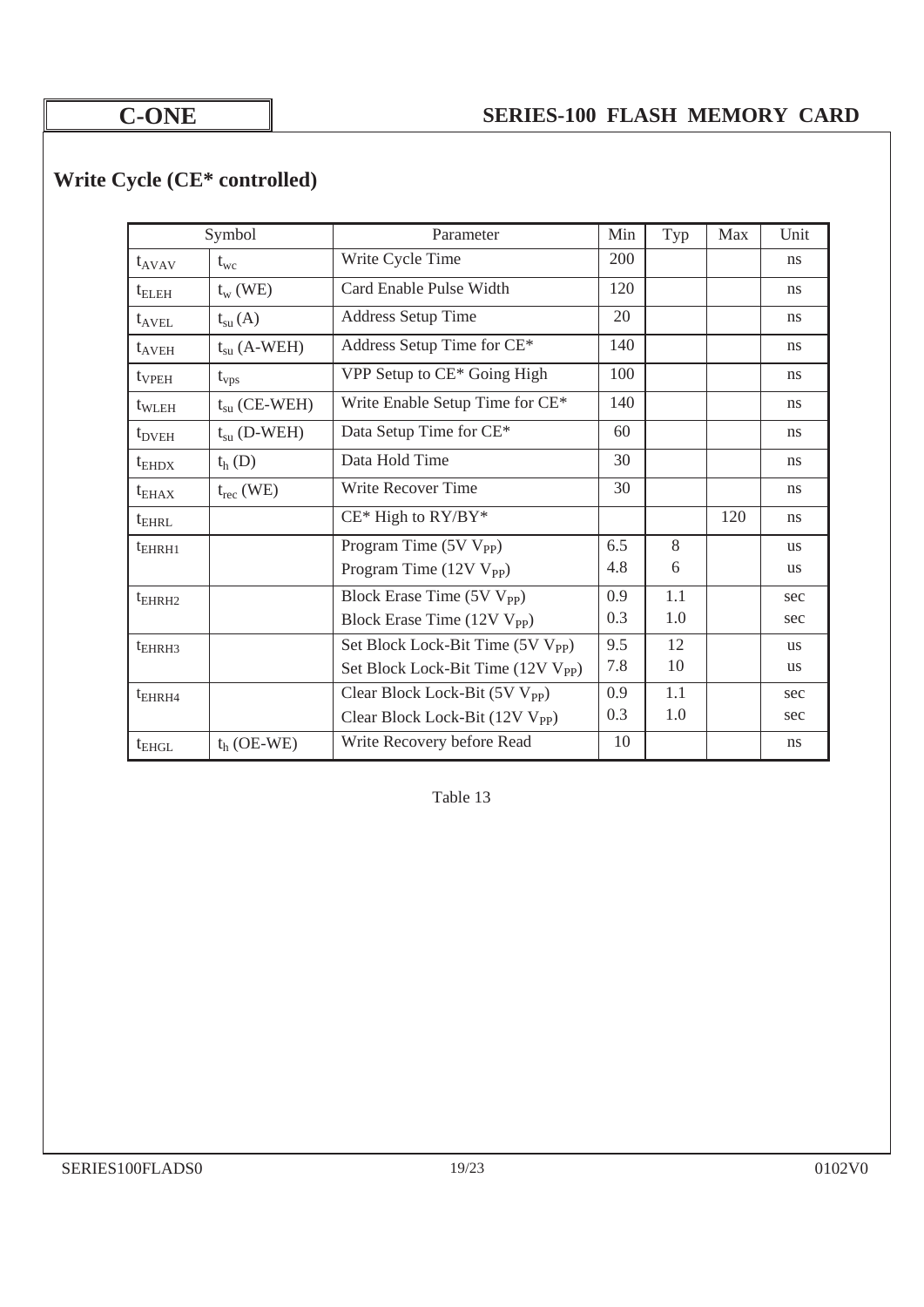## Write Cycle (CE* controlled)

| Symbol | | Parameter | Min | Typ | Max | Unit |
|---|---|---|---|---|---|---|
| $t_{AVAV}$ | $t_{wc}$ | Write Cycle Time | 200 | | | ns |
| $t_{ELEH}$ | $t_w$ (WE) | Card Enable Pulse Width | 120 | | | ns |
| $t_{AVEL}$ | $t_{su}$ (A) | Address Setup Time | 20 | | | ns |
| $t_{AVEH}$ | $t_{su}$ (A-WEH) | Address Setup Time for CE* | 140 | | | ns |
| $t_{VPEH}$ | $t_{vps}$ | VPP Setup to CE* Going High | 100 | | | ns |
| $t_{WLEH}$ | $t_{su}$ (CE-WEH) | Write Enable Setup Time for CE* | 140 | | | ns |
| $t_{DVEH}$ | $t_{su}$ (D-WEH) | Data Setup Time for CE* | 60 | | | ns |
| $t_{EHDX}$ | $t_h$ (D) | Data Hold Time | 30 | | | ns |
| $t_{EHAX}$ | $t_{rec}$ (WE) | Write Recover Time | 30 | | | ns |
| $t_{EHRL}$ | | CE* High to RY/BY* | | | 120 | ns |
| $t_{EHRH1}$ | | Program Time (5V $V_{PP}$)<br>Program Time (12V $V_{PP}$) | 6.5<br>4.8 | 8<br>6 | | us<br>us |
| $t_{EHRH2}$ | | Block Erase Time (5V $V_{PP}$)<br>Block Erase Time (12V $V_{PP}$) | 0.9<br>0.3 | 1.1<br>1.0 | | sec<br>sec |
| $t_{EHRH3}$ | | Set Block Lock-Bit Time (5V $V_{PP}$)<br>Set Block Lock-Bit Time (12V $V_{PP}$) | 9.5<br>7.8 | 12<br>10 | | us<br>us |
| $t_{EHRH4}$ | | Clear Block Lock-Bit (5V $V_{PP}$)<br>Clear Block Lock-Bit (12V $V_{PP}$) | 0.9<br>0.3 | 1.1<br>1.0 | | sec<br>sec |
| $t_{EHGL}$ | $t_h$ (OE-WE) | Write Recovery before Read | 10 | | | ns |

Table 13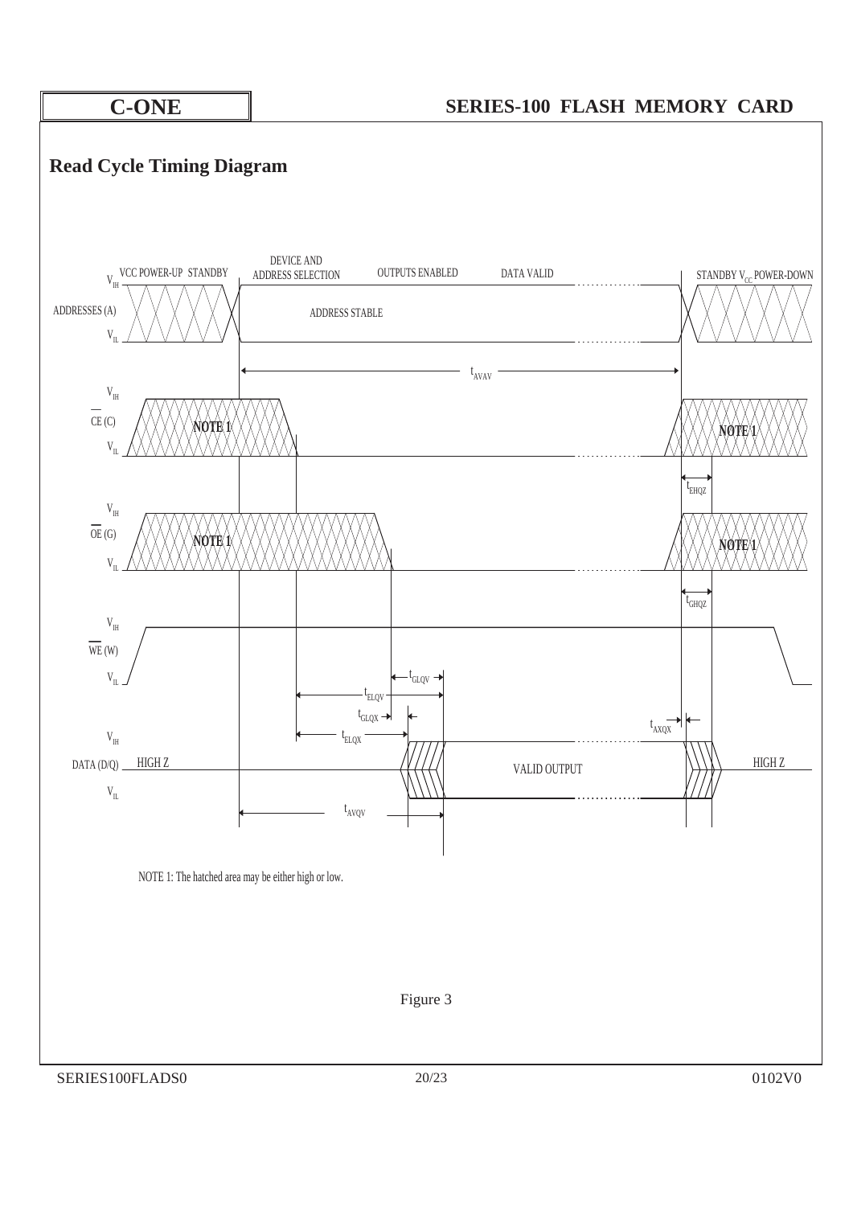## Read Cycle Timing Diagram

VCC POWER-UP STANDBY — DEVICE AND ADDRESS SELECTION — OUTPUTS ENABLED — DATA VALID — STANDBY $V_{CC}$ POWER-DOWN

ADDRESSES (A) — ADDRESS STABLE — $t_{AVAV}$

CE (C) — NOTE 1 — $t_{EHQZ}$

OE (G) — NOTE 1 — $t_{GHQZ}$

WE (W)

$t_{GLQV}$, $t_{ELQV}$, $t_{GLQX}$, $t_{ELQX}$, $t_{AXQX}$

DATA (D/Q) — HIGH Z — VALID OUTPUT — HIGH Z

$t_{AVQV}$

NOTE 1: The hatched area may be either high or low.

Figure 3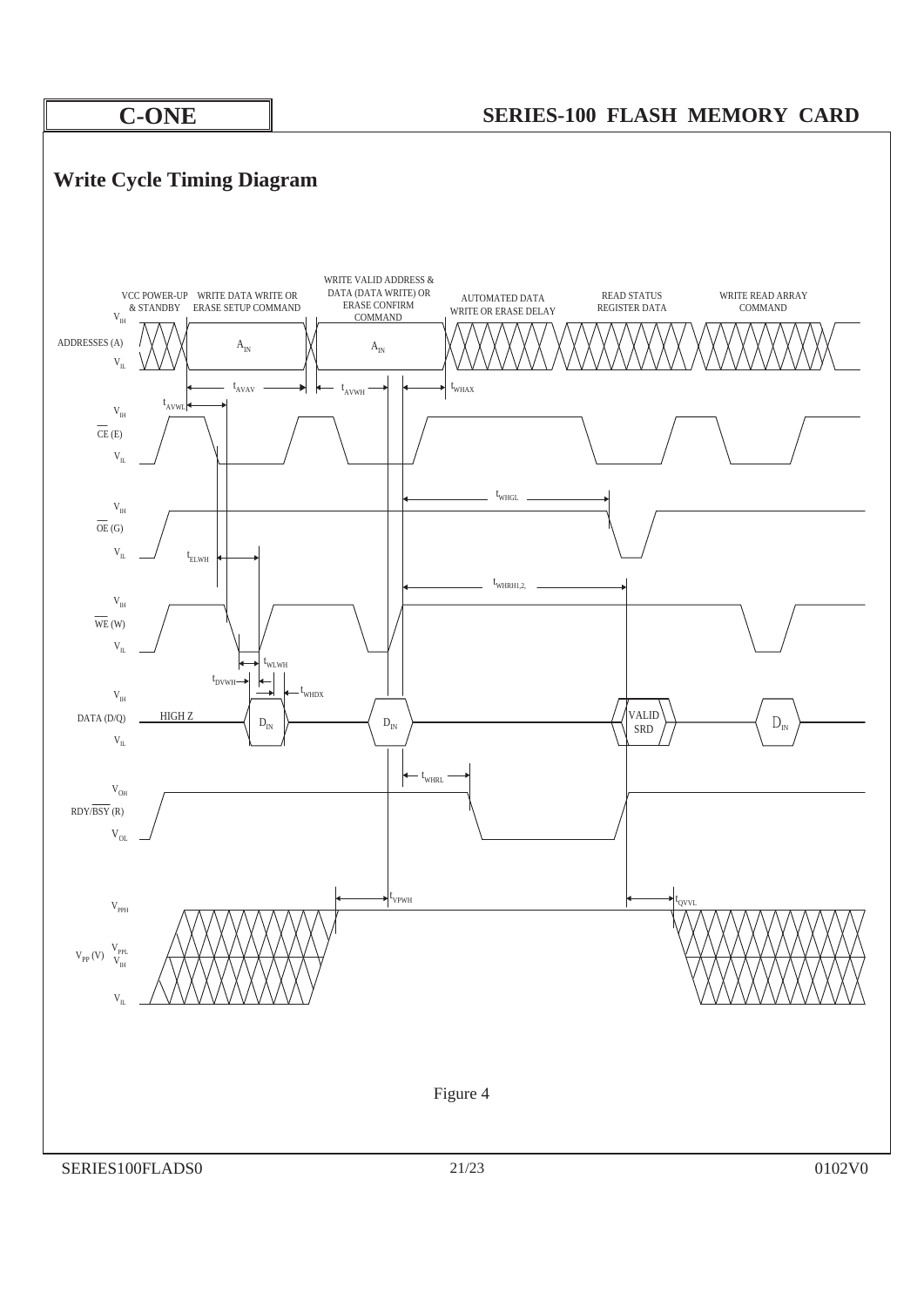## Write Cycle Timing Diagram

| | VCC POWER-UP & STANDBY | WRITE DATA WRITE OR ERASE SETUP COMMAND | WRITE VALID ADDRESS & DATA (DATA WRITE) OR ERASE CONFIRM COMMAND | AUTOMATED DATA WRITE OR ERASE DELAY | READ STATUS REGISTER DATA | WRITE READ ARRAY COMMAND |
|---|---|---|---|---|---|---|

ADDRESSES (A): $V_{IH}$ / $V_{IL}$ — $A_{IN}$, $A_{IN}$

$t_{AVAV}$, $t_{AVWH}$, $t_{WHAX}$, $t_{AVWL}$

$\overline{CE}$ (E): $V_{IH}$ / $V_{IL}$

$t_{WHGL}$

$\overline{OE}$ (G): $V_{IH}$ / $V_{IL}$

$t_{ELWH}$

$t_{WHRH1,2,}$

$\overline{WE}$ (W): $V_{IH}$ / $V_{IL}$

$t_{WLWH}$, $t_{DVWH}$, $t_{WHDX}$

DATA (D/Q): $V_{IH}$ / $V_{IL}$ — HIGH Z, $D_{IN}$, $D_{IN}$, VALID SRD, $D_{IN}$

$t_{WHRL}$

RDY/$\overline{BSY}$ (R): $V_{OH}$ / $V_{OL}$

$t_{VPWH}$, $t_{QVVL}$

$V_{PP}$ (V): $V_{PPH}$ / $V_{PPL}$ / $V_{IH}$ / $V_{IL}$

Figure 4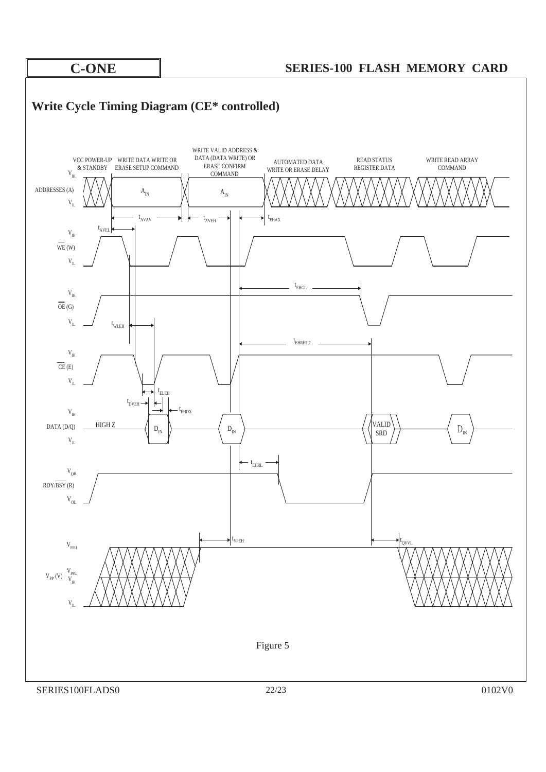## Write Cycle Timing Diagram (CE* controlled)

VCC POWER-UP & STANDBY | WRITE DATA WRITE OR ERASE SETUP COMMAND | WRITE VALID ADDRESS & DATA (DATA WRITE) OR ERASE CONFIRM COMMAND | AUTOMATED DATA WRITE OR ERASE DELAY | READ STATUS REGISTER DATA | WRITE READ ARRAY COMMAND

ADDRESSES (A): $V_{IH}$, $V_{IL}$ — $A_{IN}$, $A_{IN}$

$t_{AVAV}$, $t_{AVEH}$, $t_{EHAX}$, $t_{AVEL}$

WE (W): $V_{IH}$, $V_{IL}$

$t_{EHGL}$

OE (G): $V_{IH}$, $V_{IL}$

$t_{WLEH}$

$t_{EHRH1,2}$

CE (E): $V_{IH}$, $V_{IL}$

$t_{ELEH}$, $t_{DVEH}$, $t_{EHDX}$

DATA (D/Q): $V_{IH}$, $V_{IL}$ — HIGH Z, $D_{IN}$, $D_{IN}$, VALID SRD, $D_{IN}$

$t_{EHRL}$

RDY/BSY (R): $V_{OH}$, $V_{OL}$

$t_{VPEH}$, $t_{QVVL}$

$V_{PP}$ (V): $V_{PPH}$, $V_{PPL}$, $V_{IH}$, $V_{IL}$

Figure 5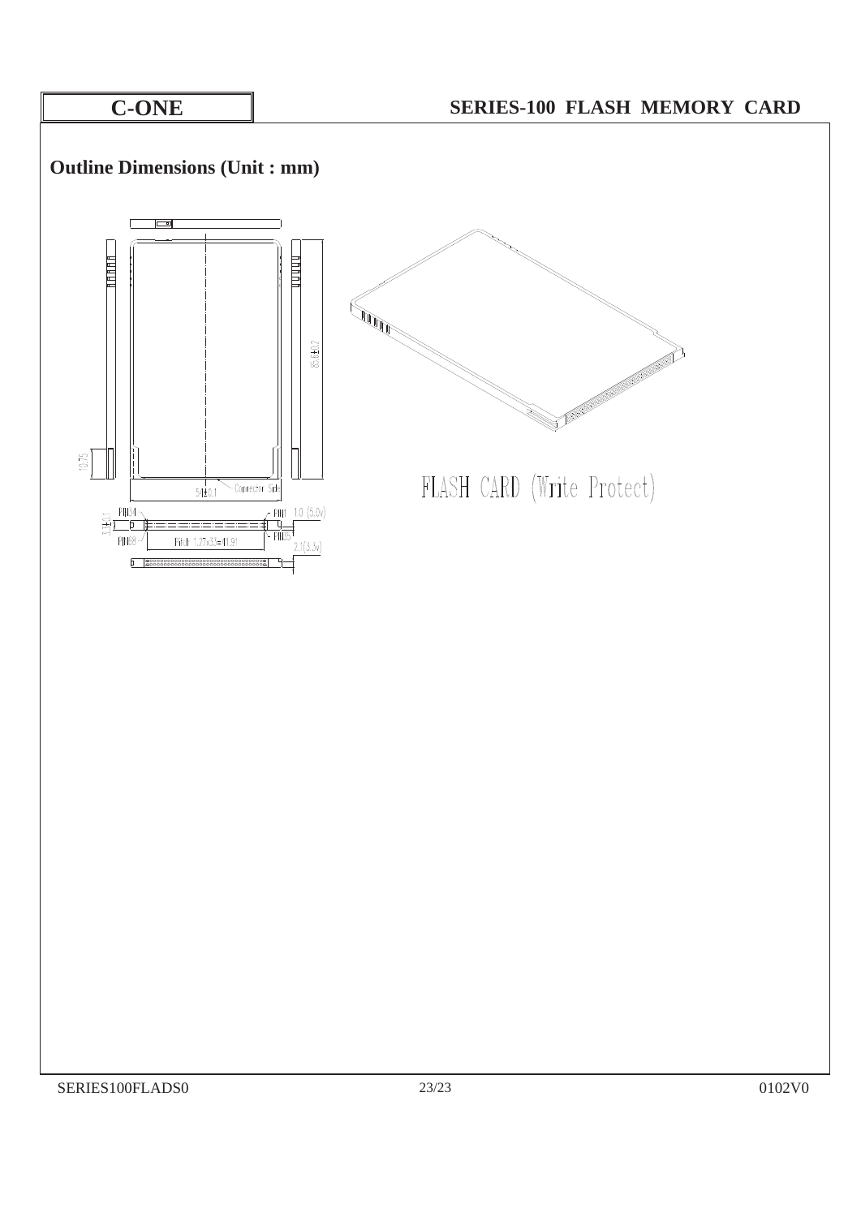## Outline Dimensions (Unit : mm)

10.75

85.6±0.2

54±0.1

Connector Side

PIN34

PIN1

1.0 (5.0v)

3.3±0.1

PIN68

Pitch 1.27x33=41.91

PIN35

2.1(3.3v)

FLASH CARD (Write Protect)